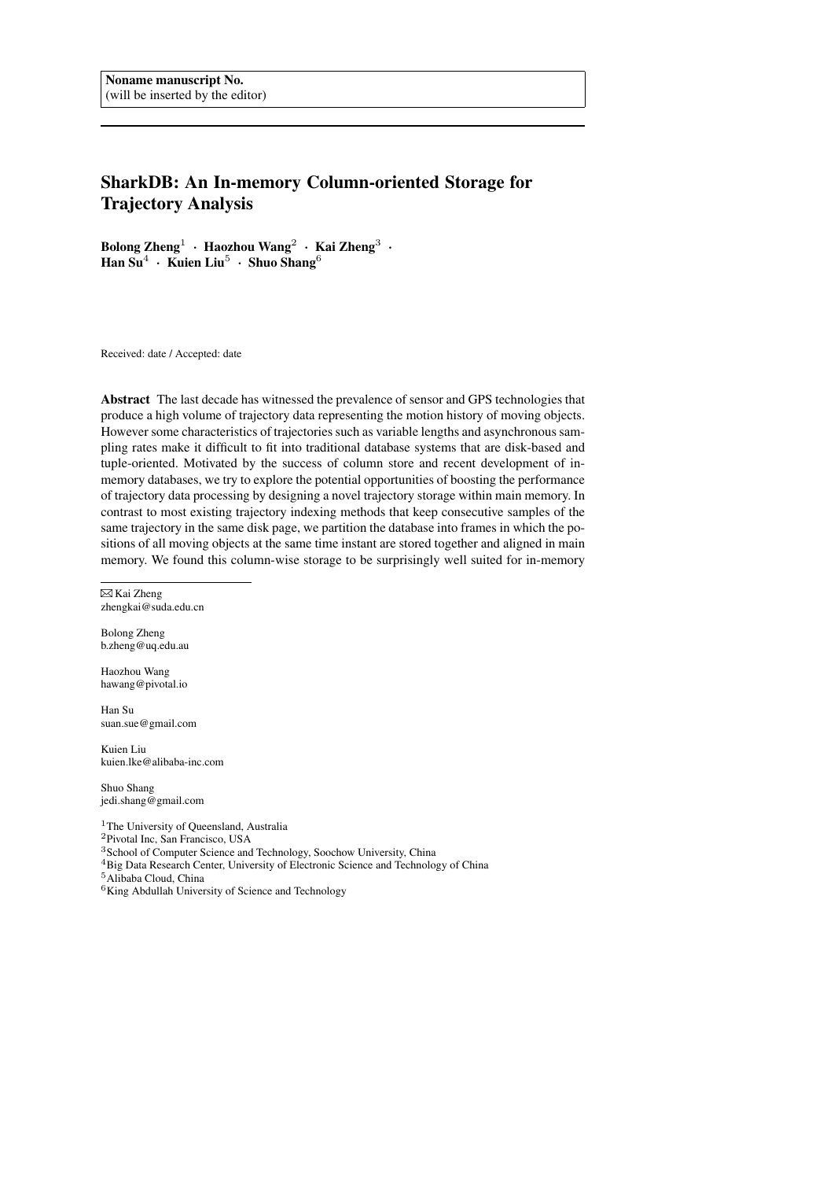Noname manuscript No.
(will be inserted by the editor)

# SharkDB: An In-memory Column-oriented Storage for Trajectory Analysis

**Bolong Zheng[1] · Haozhou Wang[2] · Kai Zheng[3] · Han Su[4] · Kuien Liu[5] · Shuo Shang[6]**

Received: date / Accepted: date

**Abstract** The last decade has witnessed the prevalence of sensor and GPS technologies that produce a high volume of trajectory data representing the motion history of moving objects. However some characteristics of trajectories such as variable lengths and asynchronous sampling rates make it difficult to fit into traditional database systems that are disk-based and tuple-oriented. Motivated by the success of column store and recent development of in-memory databases, we try to explore the potential opportunities of boosting the performance of trajectory data processing by designing a novel trajectory storage within main memory. In contrast to most existing trajectory indexing methods that keep consecutive samples of the same trajectory in the same disk page, we partition the database into frames in which the positions of all moving objects at the same time instant are stored together and aligned in main memory. We found this column-wise storage to be surprisingly well suited for in-memory

---

✉ Kai Zheng
zhengkai@suda.edu.cn

Bolong Zheng
b.zheng@uq.edu.au

Haozhou Wang
hawang@pivotal.io

Han Su
suan.sue@gmail.com

Kuien Liu
kuien.lke@alibaba-inc.com

Shuo Shang
jedi.shang@gmail.com

[1]The University of Queensland, Australia
[2]Pivotal Inc, San Francisco, USA
[3]School of Computer Science and Technology, Soochow University, China
[4]Big Data Research Center, University of Electronic Science and Technology of China
[5]Alibaba Cloud, China
[6]King Abdullah University of Science and Technology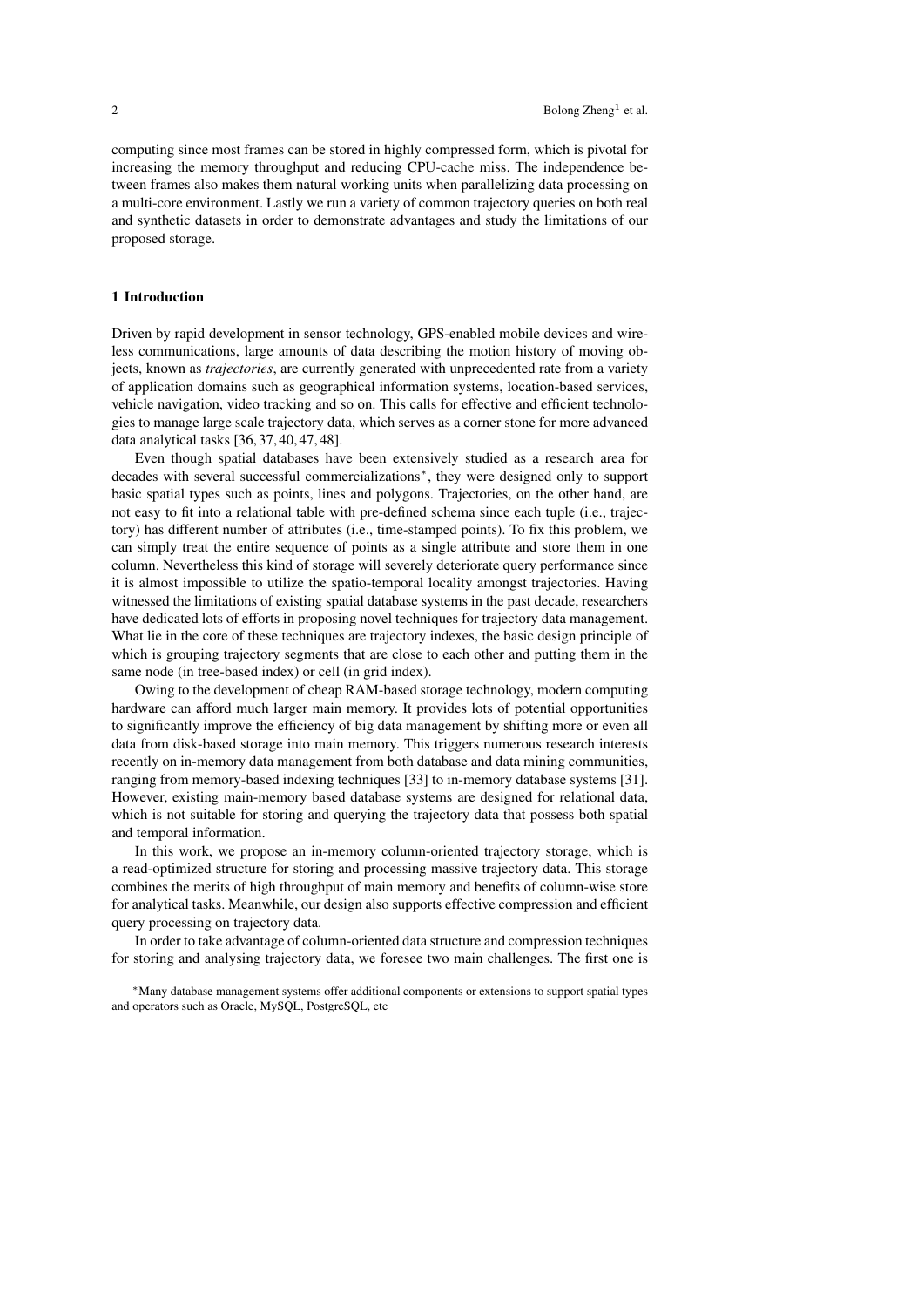computing since most frames can be stored in highly compressed form, which is pivotal for increasing the memory throughput and reducing CPU-cache miss. The independence between frames also makes them natural working units when parallelizing data processing on a multi-core environment. Lastly we run a variety of common trajectory queries on both real and synthetic datasets in order to demonstrate advantages and study the limitations of our proposed storage.

## 1 Introduction

Driven by rapid development in sensor technology, GPS-enabled mobile devices and wireless communications, large amounts of data describing the motion history of moving objects, known as *trajectories*, are currently generated with unprecedented rate from a variety of application domains such as geographical information systems, location-based services, vehicle navigation, video tracking and so on. This calls for effective and efficient technologies to manage large scale trajectory data, which serves as a corner stone for more advanced data analytical tasks [36, 37, 40, 47, 48].

Even though spatial databases have been extensively studied as a research area for decades with several successful commercializations[*], they were designed only to support basic spatial types such as points, lines and polygons. Trajectories, on the other hand, are not easy to fit into a relational table with pre-defined schema since each tuple (i.e., trajectory) has different number of attributes (i.e., time-stamped points). To fix this problem, we can simply treat the entire sequence of points as a single attribute and store them in one column. Nevertheless this kind of storage will severely deteriorate query performance since it is almost impossible to utilize the spatio-temporal locality amongst trajectories. Having witnessed the limitations of existing spatial database systems in the past decade, researchers have dedicated lots of efforts in proposing novel techniques for trajectory data management. What lie in the core of these techniques are trajectory indexes, the basic design principle of which is grouping trajectory segments that are close to each other and putting them in the same node (in tree-based index) or cell (in grid index).

Owing to the development of cheap RAM-based storage technology, modern computing hardware can afford much larger main memory. It provides lots of potential opportunities to significantly improve the efficiency of big data management by shifting more or even all data from disk-based storage into main memory. This triggers numerous research interests recently on in-memory data management from both database and data mining communities, ranging from memory-based indexing techniques [33] to in-memory database systems [31]. However, existing main-memory based database systems are designed for relational data, which is not suitable for storing and querying the trajectory data that possess both spatial and temporal information.

In this work, we propose an in-memory column-oriented trajectory storage, which is a read-optimized structure for storing and processing massive trajectory data. This storage combines the merits of high throughput of main memory and benefits of column-wise store for analytical tasks. Meanwhile, our design also supports effective compression and efficient query processing on trajectory data.

In order to take advantage of column-oriented data structure and compression techniques for storing and analysing trajectory data, we foresee two main challenges. The first one is

[*] Many database management systems offer additional components or extensions to support spatial types and operators such as Oracle, MySQL, PostgreSQL, etc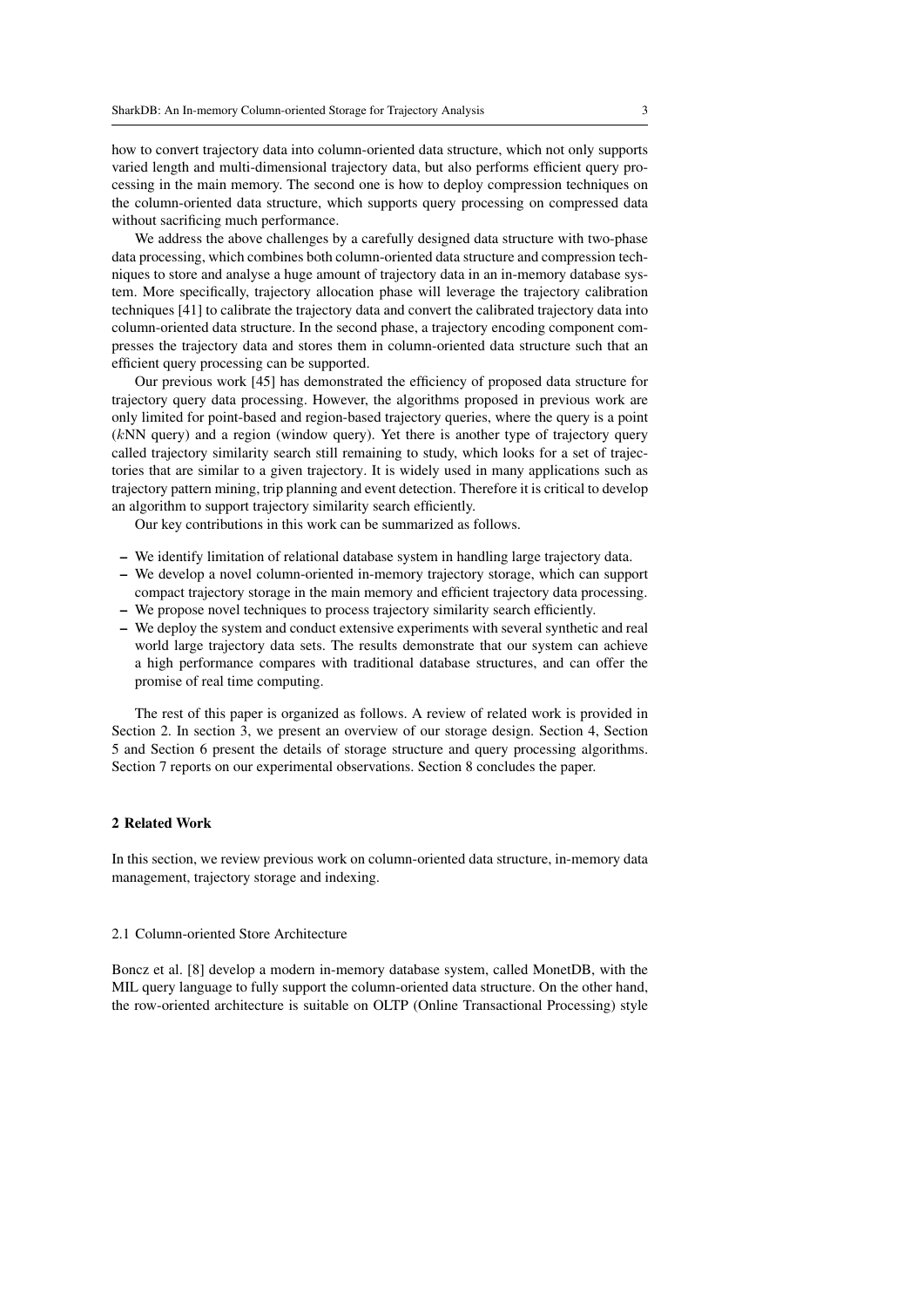how to convert trajectory data into column-oriented data structure, which not only supports varied length and multi-dimensional trajectory data, but also performs efficient query processing in the main memory. The second one is how to deploy compression techniques on the column-oriented data structure, which supports query processing on compressed data without sacrificing much performance.

We address the above challenges by a carefully designed data structure with two-phase data processing, which combines both column-oriented data structure and compression techniques to store and analyse a huge amount of trajectory data in an in-memory database system. More specifically, trajectory allocation phase will leverage the trajectory calibration techniques [41] to calibrate the trajectory data and convert the calibrated trajectory data into column-oriented data structure. In the second phase, a trajectory encoding component compresses the trajectory data and stores them in column-oriented data structure such that an efficient query processing can be supported.

Our previous work [45] has demonstrated the efficiency of proposed data structure for trajectory query data processing. However, the algorithms proposed in previous work are only limited for point-based and region-based trajectory queries, where the query is a point ($k$NN query) and a region (window query). Yet there is another type of trajectory query called trajectory similarity search still remaining to study, which looks for a set of trajectories that are similar to a given trajectory. It is widely used in many applications such as trajectory pattern mining, trip planning and event detection. Therefore it is critical to develop an algorithm to support trajectory similarity search efficiently.

Our key contributions in this work can be summarized as follows.

- We identify limitation of relational database system in handling large trajectory data.
- We develop a novel column-oriented in-memory trajectory storage, which can support compact trajectory storage in the main memory and efficient trajectory data processing.
- We propose novel techniques to process trajectory similarity search efficiently.
- We deploy the system and conduct extensive experiments with several synthetic and real world large trajectory data sets. The results demonstrate that our system can achieve a high performance compares with traditional database structures, and can offer the promise of real time computing.

The rest of this paper is organized as follows. A review of related work is provided in Section 2. In section 3, we present an overview of our storage design. Section 4, Section 5 and Section 6 present the details of storage structure and query processing algorithms. Section 7 reports on our experimental observations. Section 8 concludes the paper.

## 2 Related Work

In this section, we review previous work on column-oriented data structure, in-memory data management, trajectory storage and indexing.

### 2.1 Column-oriented Store Architecture

Boncz et al. [8] develop a modern in-memory database system, called MonetDB, with the MIL query language to fully support the column-oriented data structure. On the other hand, the row-oriented architecture is suitable on OLTP (Online Transactional Processing) style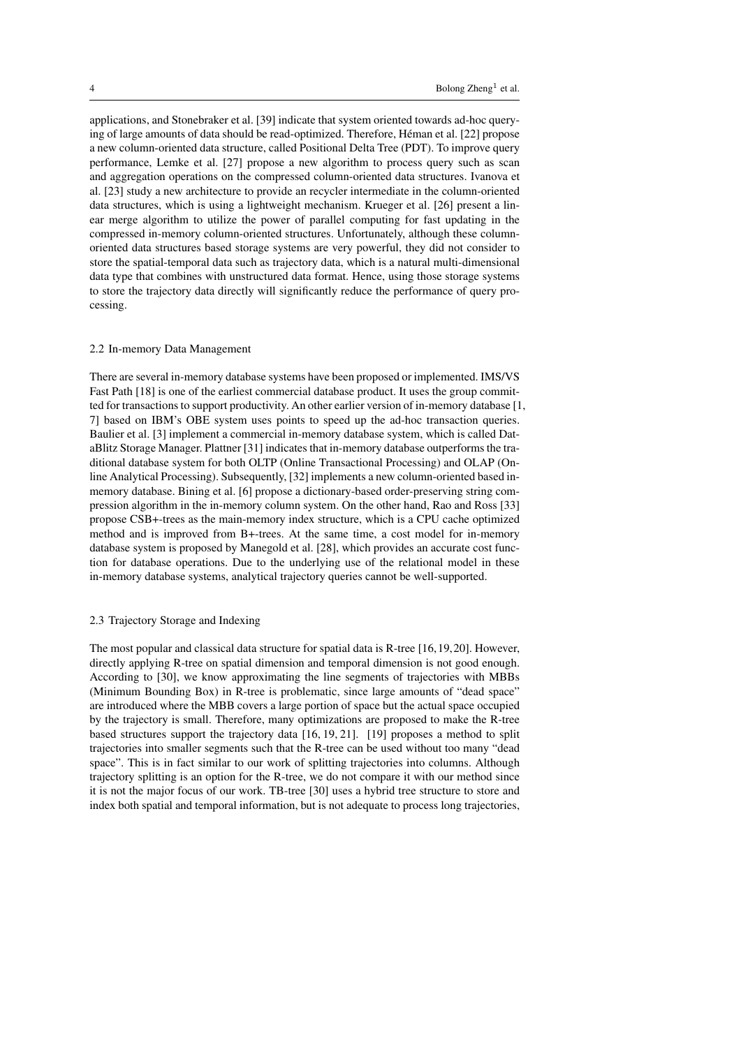applications, and Stonebraker et al. [39] indicate that system oriented towards ad-hoc querying of large amounts of data should be read-optimized. Therefore, Héman et al. [22] propose a new column-oriented data structure, called Positional Delta Tree (PDT). To improve query performance, Lemke et al. [27] propose a new algorithm to process query such as scan and aggregation operations on the compressed column-oriented data structures. Ivanova et al. [23] study a new architecture to provide an recycler intermediate in the column-oriented data structures, which is using a lightweight mechanism. Krueger et al. [26] present a linear merge algorithm to utilize the power of parallel computing for fast updating in the compressed in-memory column-oriented structures. Unfortunately, although these column-oriented data structures based storage systems are very powerful, they did not consider to store the spatial-temporal data such as trajectory data, which is a natural multi-dimensional data type that combines with unstructured data format. Hence, using those storage systems to store the trajectory data directly will significantly reduce the performance of query processing.

### 2.2 In-memory Data Management

There are several in-memory database systems have been proposed or implemented. IMS/VS Fast Path [18] is one of the earliest commercial database product. It uses the group committed for transactions to support productivity. An other earlier version of in-memory database [1, 7] based on IBM's OBE system uses points to speed up the ad-hoc transaction queries. Baulier et al. [3] implement a commercial in-memory database system, which is called DataBlitz Storage Manager. Plattner [31] indicates that in-memory database outperforms the traditional database system for both OLTP (Online Transactional Processing) and OLAP (Online Analytical Processing). Subsequently, [32] implements a new column-oriented based in-memory database. Bining et al. [6] propose a dictionary-based order-preserving string compression algorithm in the in-memory column system. On the other hand, Rao and Ross [33] propose CSB+-trees as the main-memory index structure, which is a CPU cache optimized method and is improved from B+-trees. At the same time, a cost model for in-memory database system is proposed by Manegold et al. [28], which provides an accurate cost function for database operations. Due to the underlying use of the relational model in these in-memory database systems, analytical trajectory queries cannot be well-supported.

### 2.3 Trajectory Storage and Indexing

The most popular and classical data structure for spatial data is R-tree [16,19,20]. However, directly applying R-tree on spatial dimension and temporal dimension is not good enough. According to [30], we know approximating the line segments of trajectories with MBBs (Minimum Bounding Box) in R-tree is problematic, since large amounts of "dead space" are introduced where the MBB covers a large portion of space but the actual space occupied by the trajectory is small. Therefore, many optimizations are proposed to make the R-tree based structures support the trajectory data [16, 19, 21]. [19] proposes a method to split trajectories into smaller segments such that the R-tree can be used without too many "dead space". This is in fact similar to our work of splitting trajectories into columns. Although trajectory splitting is an option for the R-tree, we do not compare it with our method since it is not the major focus of our work. TB-tree [30] uses a hybrid tree structure to store and index both spatial and temporal information, but is not adequate to process long trajectories,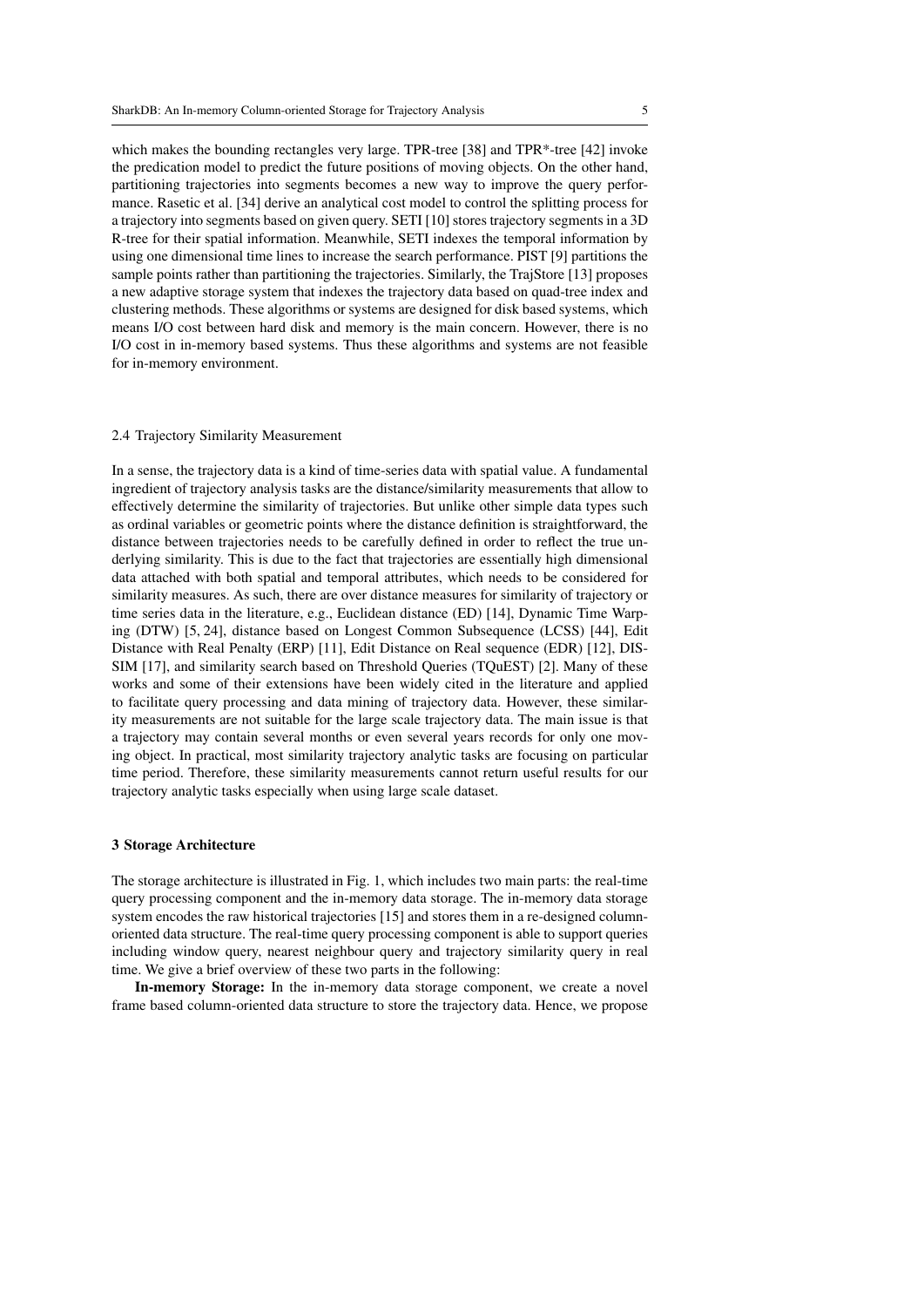which makes the bounding rectangles very large. TPR-tree [38] and TPR*-tree [42] invoke the predication model to predict the future positions of moving objects. On the other hand, partitioning trajectories into segments becomes a new way to improve the query performance. Rasetic et al. [34] derive an analytical cost model to control the splitting process for a trajectory into segments based on given query. SETI [10] stores trajectory segments in a 3D R-tree for their spatial information. Meanwhile, SETI indexes the temporal information by using one dimensional time lines to increase the search performance. PIST [9] partitions the sample points rather than partitioning the trajectories. Similarly, the TrajStore [13] proposes a new adaptive storage system that indexes the trajectory data based on quad-tree index and clustering methods. These algorithms or systems are designed for disk based systems, which means I/O cost between hard disk and memory is the main concern. However, there is no I/O cost in in-memory based systems. Thus these algorithms and systems are not feasible for in-memory environment.

### 2.4 Trajectory Similarity Measurement

In a sense, the trajectory data is a kind of time-series data with spatial value. A fundamental ingredient of trajectory analysis tasks are the distance/similarity measurements that allow to effectively determine the similarity of trajectories. But unlike other simple data types such as ordinal variables or geometric points where the distance definition is straightforward, the distance between trajectories needs to be carefully defined in order to reflect the true underlying similarity. This is due to the fact that trajectories are essentially high dimensional data attached with both spatial and temporal attributes, which needs to be considered for similarity measures. As such, there are over distance measures for similarity of trajectory or time series data in the literature, e.g., Euclidean distance (ED) [14], Dynamic Time Warping (DTW) [5, 24], distance based on Longest Common Subsequence (LCSS) [44], Edit Distance with Real Penalty (ERP) [11], Edit Distance on Real sequence (EDR) [12], DISSIM [17], and similarity search based on Threshold Queries (TQuEST) [2]. Many of these works and some of their extensions have been widely cited in the literature and applied to facilitate query processing and data mining of trajectory data. However, these similarity measurements are not suitable for the large scale trajectory data. The main issue is that a trajectory may contain several months or even several years records for only one moving object. In practical, most similarity trajectory analytic tasks are focusing on particular time period. Therefore, these similarity measurements cannot return useful results for our trajectory analytic tasks especially when using large scale dataset.

## 3 Storage Architecture

The storage architecture is illustrated in Fig. 1, which includes two main parts: the real-time query processing component and the in-memory data storage. The in-memory data storage system encodes the raw historical trajectories [15] and stores them in a re-designed column-oriented data structure. The real-time query processing component is able to support queries including window query, nearest neighbour query and trajectory similarity query in real time. We give a brief overview of these two parts in the following:

**In-memory Storage:** In the in-memory data storage component, we create a novel frame based column-oriented data structure to store the trajectory data. Hence, we propose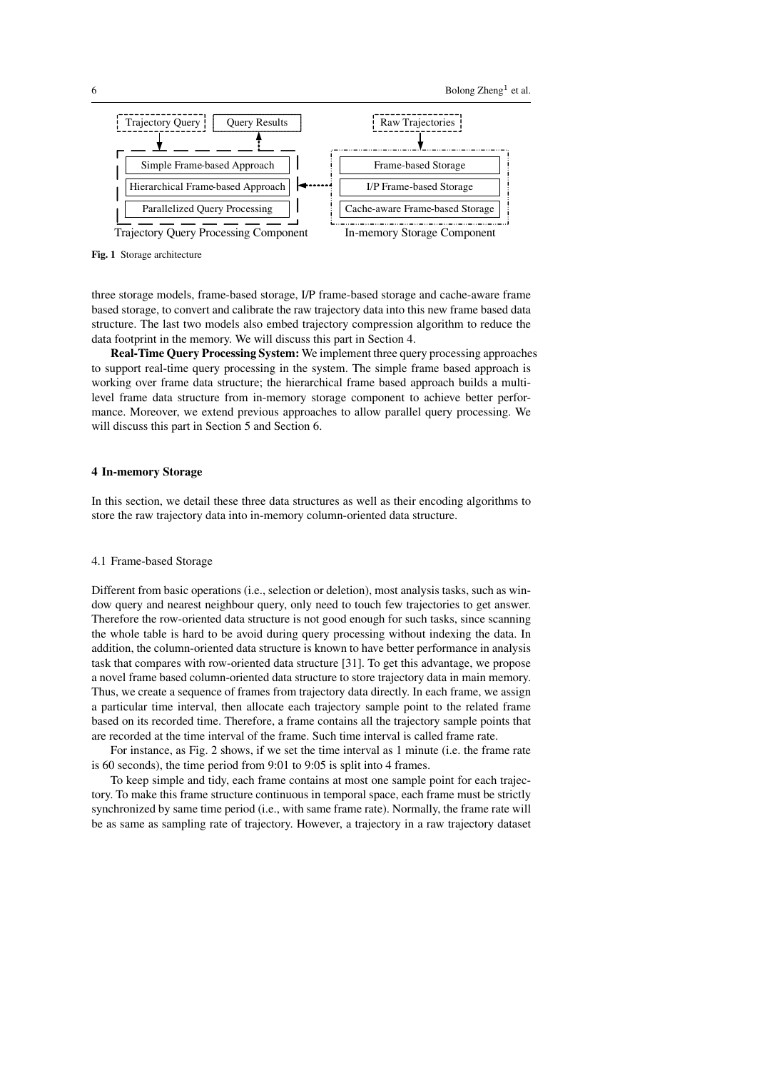Fig. 1 Storage architecture

three storage models, frame-based storage, I/P frame-based storage and cache-aware frame based storage, to convert and calibrate the raw trajectory data into this new frame based data structure. The last two models also embed trajectory compression algorithm to reduce the data footprint in the memory. We will discuss this part in Section 4.

**Real-Time Query Processing System:** We implement three query processing approaches to support real-time query processing in the system. The simple frame based approach is working over frame data structure; the hierarchical frame based approach builds a multi-level frame data structure from in-memory storage component to achieve better performance. Moreover, we extend previous approaches to allow parallel query processing. We will discuss this part in Section 5 and Section 6.

## 4 In-memory Storage

In this section, we detail these three data structures as well as their encoding algorithms to store the raw trajectory data into in-memory column-oriented data structure.

### 4.1 Frame-based Storage

Different from basic operations (i.e., selection or deletion), most analysis tasks, such as window query and nearest neighbour query, only need to touch few trajectories to get answer. Therefore the row-oriented data structure is not good enough for such tasks, since scanning the whole table is hard to be avoid during query processing without indexing the data. In addition, the column-oriented data structure is known to have better performance in analysis task that compares with row-oriented data structure [31]. To get this advantage, we propose a novel frame based column-oriented data structure to store trajectory data in main memory. Thus, we create a sequence of frames from trajectory data directly. In each frame, we assign a particular time interval, then allocate each trajectory sample point to the related frame based on its recorded time. Therefore, a frame contains all the trajectory sample points that are recorded at the time interval of the frame. Such time interval is called frame rate.

For instance, as Fig. 2 shows, if we set the time interval as 1 minute (i.e. the frame rate is 60 seconds), the time period from 9:01 to 9:05 is split into 4 frames.

To keep simple and tidy, each frame contains at most one sample point for each trajectory. To make this frame structure continuous in temporal space, each frame must be strictly synchronized by same time period (i.e., with same frame rate). Normally, the frame rate will be as same as sampling rate of trajectory. However, a trajectory in a raw trajectory dataset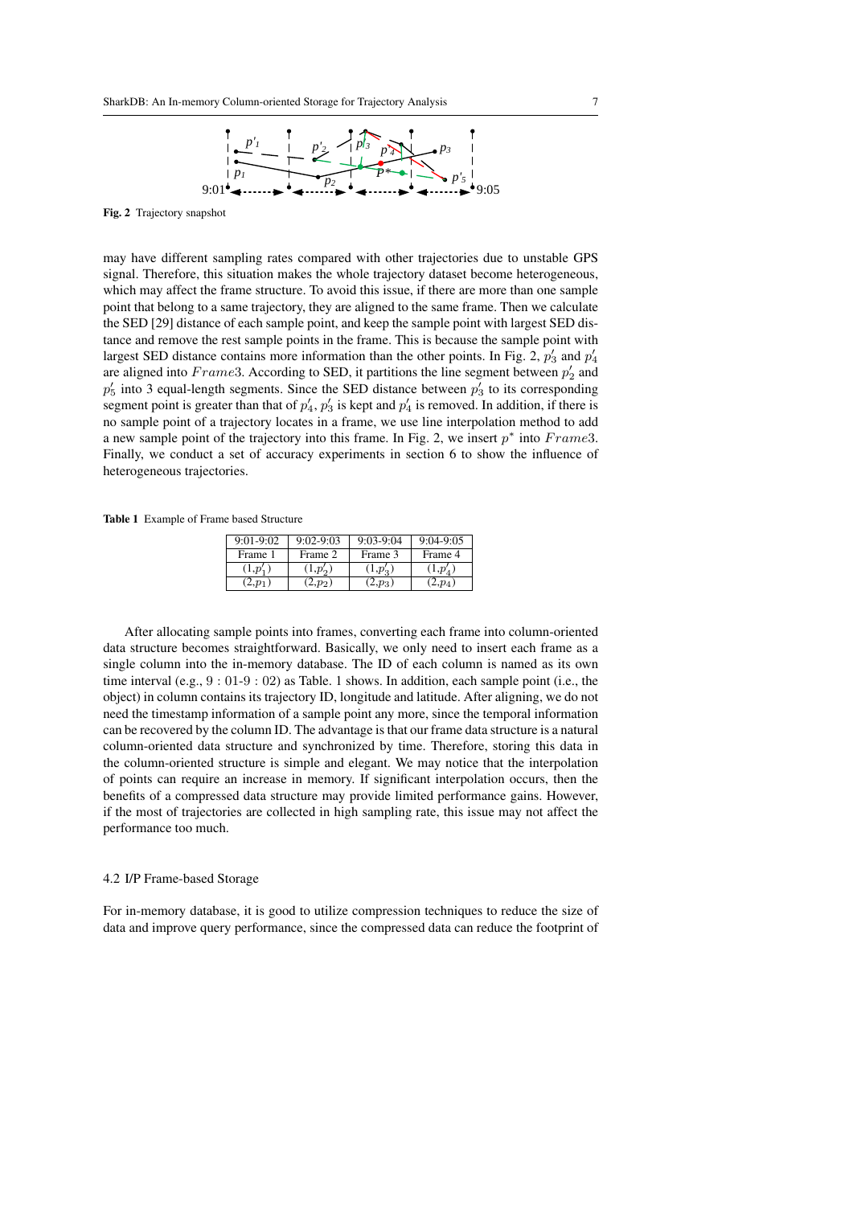Fig. 2 Trajectory snapshot

may have different sampling rates compared with other trajectories due to unstable GPS signal. Therefore, this situation makes the whole trajectory dataset become heterogeneous, which may affect the frame structure. To avoid this issue, if there are more than one sample point that belong to a same trajectory, they are aligned to the same frame. Then we calculate the SED [29] distance of each sample point, and keep the sample point with largest SED distance and remove the rest sample points in the frame. This is because the sample point with largest SED distance contains more information than the other points. In Fig. 2, $p'_3$ and $p'_4$ are aligned into $Frame3$. According to SED, it partitions the line segment between $p'_2$ and $p'_5$ into 3 equal-length segments. Since the SED distance between $p'_3$ to its corresponding segment point is greater than that of $p'_4$, $p'_3$ is kept and $p'_4$ is removed. In addition, if there is no sample point of a trajectory locates in a frame, we use line interpolation method to add a new sample point of the trajectory into this frame. In Fig. 2, we insert $p^*$ into $Frame3$. Finally, we conduct a set of accuracy experiments in section 6 to show the influence of heterogeneous trajectories.

**Table 1** Example of Frame based Structure

| 9:01-9:02 | 9:02-9:03 | 9:03-9:04 | 9:04-9:05 |
|---|---|---|---|
| Frame 1 | Frame 2 | Frame 3 | Frame 4 |
| $(1,p'_1)$ | $(1,p'_2)$ | $(1,p'_3)$ | $(1,p'_4)$ |
| $(2,p_1)$ | $(2,p_2)$ | $(2,p_3)$ | $(2,p_4)$ |

After allocating sample points into frames, converting each frame into column-oriented data structure becomes straightforward. Basically, we only need to insert each frame as a single column into the in-memory database. The ID of each column is named as its own time interval (e.g., $9:01$-$9:02$) as Table. 1 shows. In addition, each sample point (i.e., the object) in column contains its trajectory ID, longitude and latitude. After aligning, we do not need the timestamp information of a sample point any more, since the temporal information can be recovered by the column ID. The advantage is that our frame data structure is a natural column-oriented data structure and synchronized by time. Therefore, storing this data in the column-oriented structure is simple and elegant. We may notice that the interpolation of points can require an increase in memory. If significant interpolation occurs, then the benefits of a compressed data structure may provide limited performance gains. However, if the most of trajectories are collected in high sampling rate, this issue may not affect the performance too much.

## 4.2 I/P Frame-based Storage

For in-memory database, it is good to utilize compression techniques to reduce the size of data and improve query performance, since the compressed data can reduce the footprint of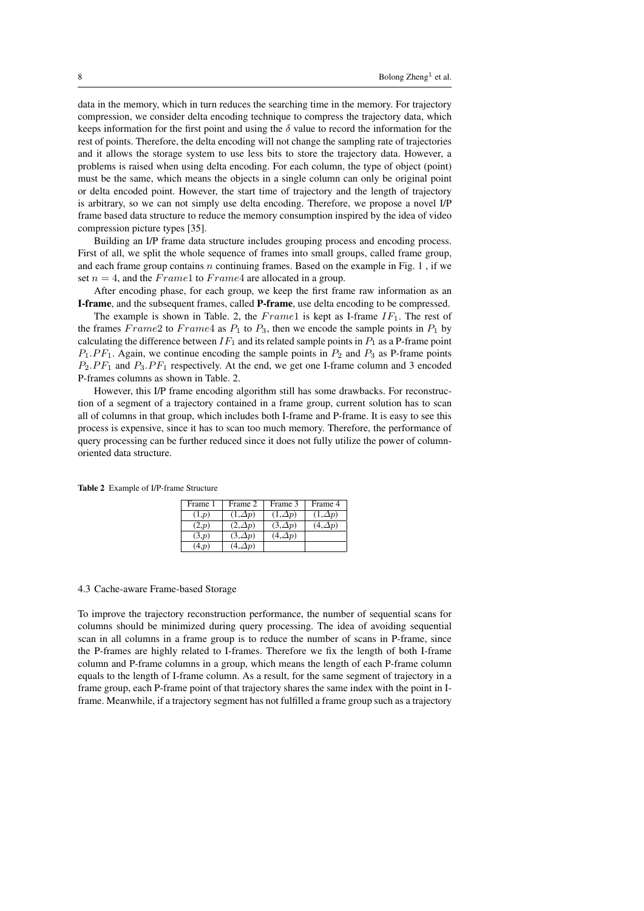data in the memory, which in turn reduces the searching time in the memory. For trajectory compression, we consider delta encoding technique to compress the trajectory data, which keeps information for the first point and using the $\delta$ value to record the information for the rest of points. Therefore, the delta encoding will not change the sampling rate of trajectories and it allows the storage system to use less bits to store the trajectory data. However, a problems is raised when using delta encoding. For each column, the type of object (point) must be the same, which means the objects in a single column can only be original point or delta encoded point. However, the start time of trajectory and the length of trajectory is arbitrary, so we can not simply use delta encoding. Therefore, we propose a novel I/P frame based data structure to reduce the memory consumption inspired by the idea of video compression picture types [35].

Building an I/P frame data structure includes grouping process and encoding process. First of all, we split the whole sequence of frames into small groups, called frame group, and each frame group contains $n$ continuing frames. Based on the example in Fig. 1 , if we set $n = 4$, and the $Frame1$ to $Frame4$ are allocated in a group.

After encoding phase, for each group, we keep the first frame raw information as an **I-frame**, and the subsequent frames, called **P-frame**, use delta encoding to be compressed.

The example is shown in Table. 2, the $Frame1$ is kept as I-frame $IF_1$. The rest of the frames $Frame2$ to $Frame4$ as $P_1$ to $P_3$, then we encode the sample points in $P_1$ by calculating the difference between $IF_1$ and its related sample points in $P_1$ as a P-frame point $P_1.PF_1$. Again, we continue encoding the sample points in $P_2$ and $P_3$ as P-frame points $P_2.PF_1$ and $P_3.PF_1$ respectively. At the end, we get one I-frame column and 3 encoded P-frames columns as shown in Table. 2.

However, this I/P frame encoding algorithm still has some drawbacks. For reconstruction of a segment of a trajectory contained in a frame group, current solution has to scan all of columns in that group, which includes both I-frame and P-frame. It is easy to see this process is expensive, since it has to scan too much memory. Therefore, the performance of query processing can be further reduced since it does not fully utilize the power of column-oriented data structure.

**Table 2** Example of I/P-frame Structure

| Frame 1 | Frame 2 | Frame 3 | Frame 4 |
|---|---|---|---|
| $(1,p)$ | $(1,\Delta p)$ | $(1,\Delta p)$ | $(1,\Delta p)$ |
| $(2,p)$ | $(2,\Delta p)$ | $(3,\Delta p)$ | $(4,\Delta p)$ |
| $(3,p)$ | $(3,\Delta p)$ | $(4,\Delta p)$ | |
| $(4,p)$ | $(4,\Delta p)$ | | |

### 4.3 Cache-aware Frame-based Storage

To improve the trajectory reconstruction performance, the number of sequential scans for columns should be minimized during query processing. The idea of avoiding sequential scan in all columns in a frame group is to reduce the number of scans in P-frame, since the P-frames are highly related to I-frames. Therefore we fix the length of both I-frame column and P-frame columns in a group, which means the length of each P-frame column equals to the length of I-frame column. As a result, for the same segment of trajectory in a frame group, each P-frame point of that trajectory shares the same index with the point in I-frame. Meanwhile, if a trajectory segment has not fulfilled a frame group such as a trajectory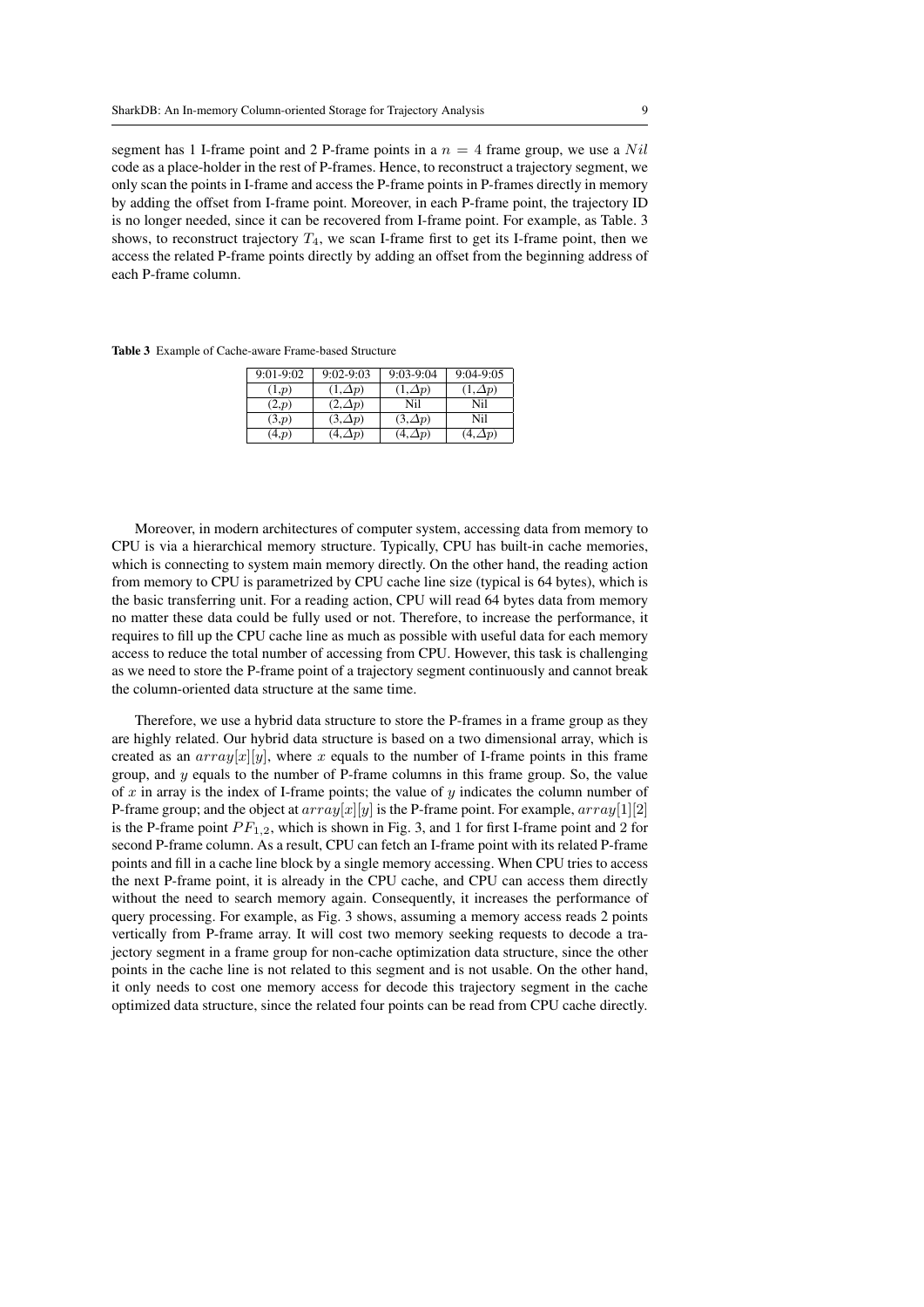segment has 1 I-frame point and 2 P-frame points in a $n = 4$ frame group, we use a $Nil$ code as a place-holder in the rest of P-frames. Hence, to reconstruct a trajectory segment, we only scan the points in I-frame and access the P-frame points in P-frames directly in memory by adding the offset from I-frame point. Moreover, in each P-frame point, the trajectory ID is no longer needed, since it can be recovered from I-frame point. For example, as Table. 3 shows, to reconstruct trajectory $T_4$, we scan I-frame first to get its I-frame point, then we access the related P-frame points directly by adding an offset from the beginning address of each P-frame column.

**Table 3** Example of Cache-aware Frame-based Structure

| 9:01-9:02 | 9:02-9:03 | 9:03-9:04 | 9:04-9:05 |
|---|---|---|---|
| (1,$p$) | (1,$\Delta p$) | (1,$\Delta p$) | (1,$\Delta p$) |
| (2,$p$) | (2,$\Delta p$) | Nil | Nil |
| (3,$p$) | (3,$\Delta p$) | (3,$\Delta p$) | Nil |
| (4,$p$) | (4,$\Delta p$) | (4,$\Delta p$) | (4,$\Delta p$) |

Moreover, in modern architectures of computer system, accessing data from memory to CPU is via a hierarchical memory structure. Typically, CPU has built-in cache memories, which is connecting to system main memory directly. On the other hand, the reading action from memory to CPU is parametrized by CPU cache line size (typical is 64 bytes), which is the basic transferring unit. For a reading action, CPU will read 64 bytes data from memory no matter these data could be fully used or not. Therefore, to increase the performance, it requires to fill up the CPU cache line as much as possible with useful data for each memory access to reduce the total number of accessing from CPU. However, this task is challenging as we need to store the P-frame point of a trajectory segment continuously and cannot break the column-oriented data structure at the same time.

Therefore, we use a hybrid data structure to store the P-frames in a frame group as they are highly related. Our hybrid data structure is based on a two dimensional array, which is created as an $array[x][y]$, where $x$ equals to the number of I-frame points in this frame group, and $y$ equals to the number of P-frame columns in this frame group. So, the value of $x$ in array is the index of I-frame points; the value of $y$ indicates the column number of P-frame group; and the object at $array[x][y]$ is the P-frame point. For example, $array[1][2]$ is the P-frame point $PF_{1,2}$, which is shown in Fig. 3, and 1 for first I-frame point and 2 for second P-frame column. As a result, CPU can fetch an I-frame point with its related P-frame points and fill in a cache line block by a single memory accessing. When CPU tries to access the next P-frame point, it is already in the CPU cache, and CPU can access them directly without the need to search memory again. Consequently, it increases the performance of query processing. For example, as Fig. 3 shows, assuming a memory access reads 2 points vertically from P-frame array. It will cost two memory seeking requests to decode a trajectory segment in a frame group for non-cache optimization data structure, since the other points in the cache line is not related to this segment and is not usable. On the other hand, it only needs to cost one memory access for decode this trajectory segment in the cache optimized data structure, since the related four points can be read from CPU cache directly.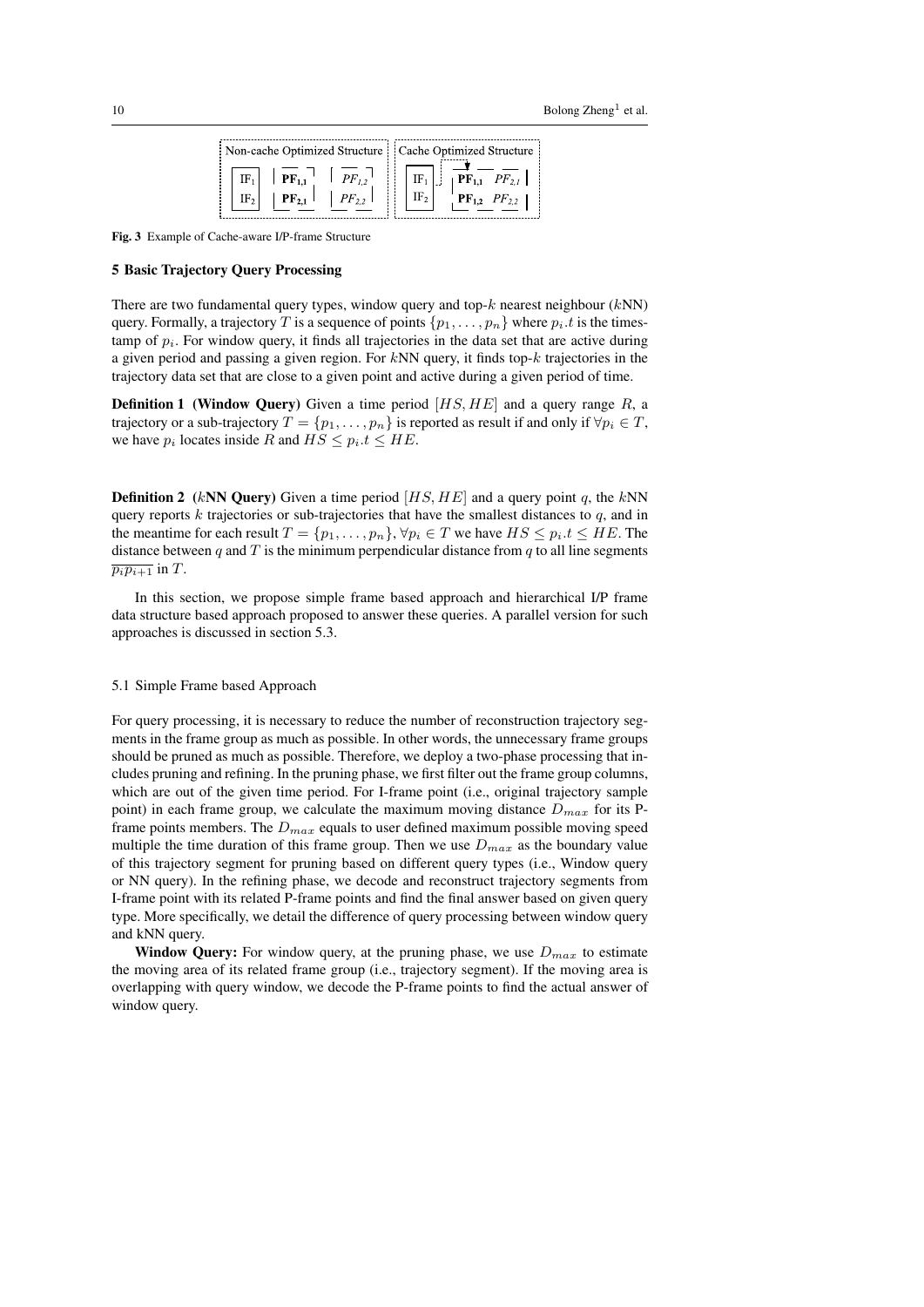| Non-cache Optimized Structure | | | Cache Optimized Structure | |
|---|---|---|---|---|
| $IF_1$ | $\mathbf{PF_{1,1}}$ | $PF_{1,2}$ | $IF_1$ | $\mathbf{PF_{1,1}}$ $PF_{2,1}$ |
| $IF_2$ | $\mathbf{PF_{2,1}}$ | $PF_{2,2}$ | $IF_2$ | $\mathbf{PF_{1,2}}$ $PF_{2,2}$ |

**Fig. 3** Example of Cache-aware I/P-frame Structure

## 5 Basic Trajectory Query Processing

There are two fundamental query types, window query and top-$k$ nearest neighbour ($k$NN) query. Formally, a trajectory $T$ is a sequence of points $\{p_1, \ldots, p_n\}$ where $p_i.t$ is the timestamp of $p_i$. For window query, it finds all trajectories in the data set that are active during a given period and passing a given region. For $k$NN query, it finds top-$k$ trajectories in the trajectory data set that are close to a given point and active during a given period of time.

**Definition 1 (Window Query)** Given a time period $[HS, HE]$ and a query range $R$, a trajectory or a sub-trajectory $T = \{p_1, \ldots, p_n\}$ is reported as result if and only if $\forall p_i \in T$, we have $p_i$ locates inside $R$ and $HS \leq p_i.t \leq HE$.

**Definition 2 ($k$NN Query)** Given a time period $[HS, HE]$ and a query point $q$, the $k$NN query reports $k$ trajectories or sub-trajectories that have the smallest distances to $q$, and in the meantime for each result $T = \{p_1, \ldots, p_n\}, \forall p_i \in T$ we have $HS \leq p_i.t \leq HE$. The distance between $q$ and $T$ is the minimum perpendicular distance from $q$ to all line segments $\overline{p_i p_{i+1}}$ in $T$.

In this section, we propose simple frame based approach and hierarchical I/P frame data structure based approach proposed to answer these queries. A parallel version for such approaches is discussed in section 5.3.

### 5.1 Simple Frame based Approach

For query processing, it is necessary to reduce the number of reconstruction trajectory segments in the frame group as much as possible. In other words, the unnecessary frame groups should be pruned as much as possible. Therefore, we deploy a two-phase processing that includes pruning and refining. In the pruning phase, we first filter out the frame group columns, which are out of the given time period. For I-frame point (i.e., original trajectory sample point) in each frame group, we calculate the maximum moving distance $D_{max}$ for its P-frame points members. The $D_{max}$ equals to user defined maximum possible moving speed multiple the time duration of this frame group. Then we use $D_{max}$ as the boundary value of this trajectory segment for pruning based on different query types (i.e., Window query or NN query). In the refining phase, we decode and reconstruct trajectory segments from I-frame point with its related P-frame points and find the final answer based on given query type. More specifically, we detail the difference of query processing between window query and kNN query.

**Window Query:** For window query, at the pruning phase, we use $D_{max}$ to estimate the moving area of its related frame group (i.e., trajectory segment). If the moving area is overlapping with query window, we decode the P-frame points to find the actual answer of window query.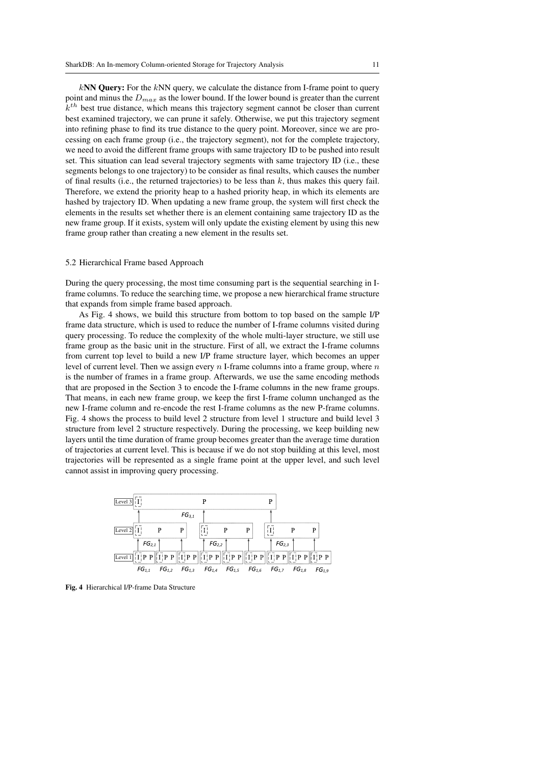$k$**NN Query:** For the $k$NN query, we calculate the distance from I-frame point to query point and minus the $D_{max}$ as the lower bound. If the lower bound is greater than the current $k^{th}$ best true distance, which means this trajectory segment cannot be closer than current best examined trajectory, we can prune it safely. Otherwise, we put this trajectory segment into refining phase to find its true distance to the query point. Moreover, since we are processing on each frame group (i.e., the trajectory segment), not for the complete trajectory, we need to avoid the different frame groups with same trajectory ID to be pushed into result set. This situation can lead several trajectory segments with same trajectory ID (i.e., these segments belongs to one trajectory) to be consider as final results, which causes the number of final results (i.e., the returned trajectories) to be less than $k$, thus makes this query fail. Therefore, we extend the priority heap to a hashed priority heap, in which its elements are hashed by trajectory ID. When updating a new frame group, the system will first check the elements in the results set whether there is an element containing same trajectory ID as the new frame group. If it exists, system will only update the existing element by using this new frame group rather than creating a new element in the results set.

### 5.2 Hierarchical Frame based Approach

During the query processing, the most time consuming part is the sequential searching in I-frame columns. To reduce the searching time, we propose a new hierarchical frame structure that expands from simple frame based approach.

As Fig. 4 shows, we build this structure from bottom to top based on the sample I/P frame data structure, which is used to reduce the number of I-frame columns visited during query processing. To reduce the complexity of the whole multi-layer structure, we still use frame group as the basic unit in the structure. First of all, we extract the I-frame columns from current top level to build a new I/P frame structure layer, which becomes an upper level of current level. Then we assign every $n$ I-frame columns into a frame group, where $n$ is the number of frames in a frame group. Afterwards, we use the same encoding methods that are proposed in the Section 3 to encode the I-frame columns in the new frame groups. That means, in each new frame group, we keep the first I-frame column unchanged as the new I-frame column and re-encode the rest I-frame columns as the new P-frame columns. Fig. 4 shows the process to build level 2 structure from level 1 structure and build level 3 structure from level 2 structure respectively. During the processing, we keep building new layers until the time duration of frame group becomes greater than the average time duration of trajectories at current level. This is because if we do not stop building at this level, most trajectories will be represented as a single frame point at the upper level, and such level cannot assist in improving query processing.

**Fig. 4** Hierarchical I/P-frame Data Structure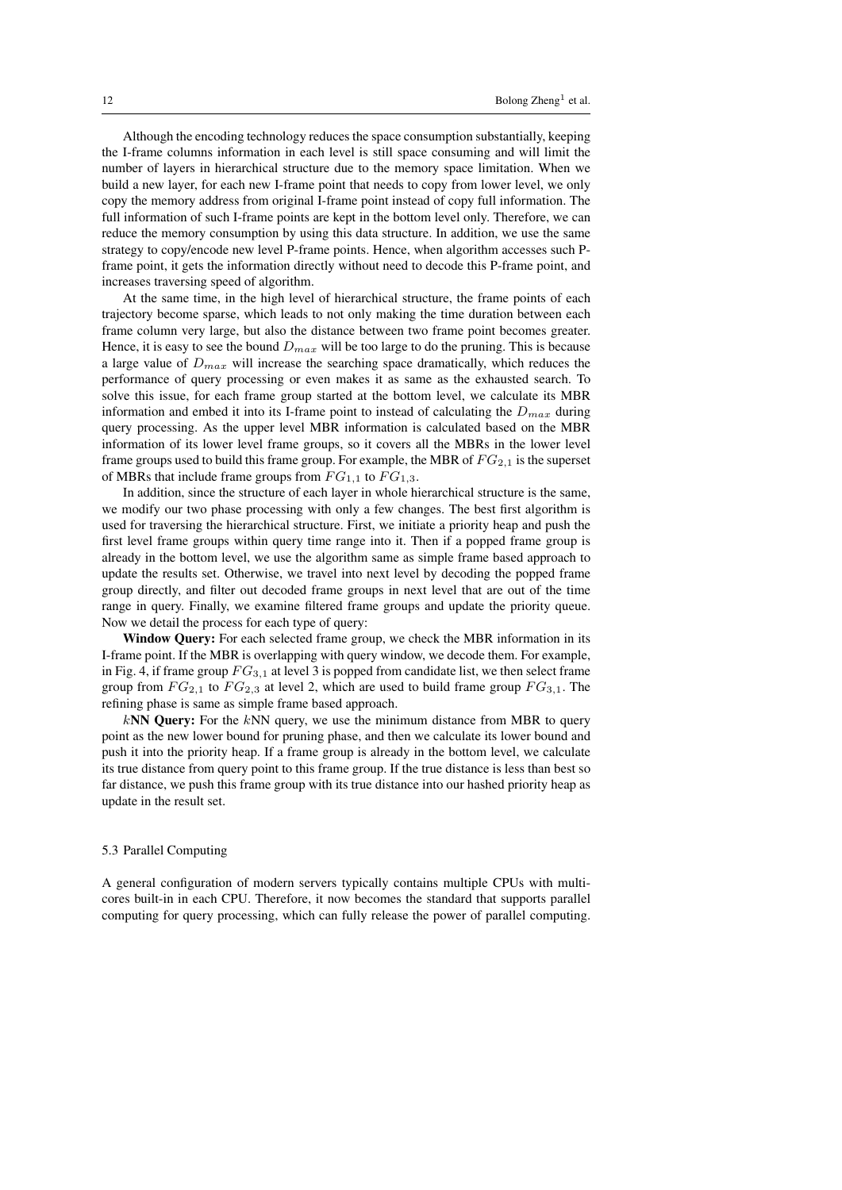Although the encoding technology reduces the space consumption substantially, keeping the I-frame columns information in each level is still space consuming and will limit the number of layers in hierarchical structure due to the memory space limitation. When we build a new layer, for each new I-frame point that needs to copy from lower level, we only copy the memory address from original I-frame point instead of copy full information. The full information of such I-frame points are kept in the bottom level only. Therefore, we can reduce the memory consumption by using this data structure. In addition, we use the same strategy to copy/encode new level P-frame points. Hence, when algorithm accesses such P-frame point, it gets the information directly without need to decode this P-frame point, and increases traversing speed of algorithm.

At the same time, in the high level of hierarchical structure, the frame points of each trajectory become sparse, which leads to not only making the time duration between each frame column very large, but also the distance between two frame point becomes greater. Hence, it is easy to see the bound $D_{max}$ will be too large to do the pruning. This is because a large value of $D_{max}$ will increase the searching space dramatically, which reduces the performance of query processing or even makes it as same as the exhausted search. To solve this issue, for each frame group started at the bottom level, we calculate its MBR information and embed it into its I-frame point to instead of calculating the $D_{max}$ during query processing. As the upper level MBR information is calculated based on the MBR information of its lower level frame groups, so it covers all the MBRs in the lower level frame groups used to build this frame group. For example, the MBR of $FG_{2,1}$ is the superset of MBRs that include frame groups from $FG_{1,1}$ to $FG_{1,3}$.

In addition, since the structure of each layer in whole hierarchical structure is the same, we modify our two phase processing with only a few changes. The best first algorithm is used for traversing the hierarchical structure. First, we initiate a priority heap and push the first level frame groups within query time range into it. Then if a popped frame group is already in the bottom level, we use the algorithm same as simple frame based approach to update the results set. Otherwise, we travel into next level by decoding the popped frame group directly, and filter out decoded frame groups in next level that are out of the time range in query. Finally, we examine filtered frame groups and update the priority queue. Now we detail the process for each type of query:

**Window Query:** For each selected frame group, we check the MBR information in its I-frame point. If the MBR is overlapping with query window, we decode them. For example, in Fig. 4, if frame group $FG_{3,1}$ at level 3 is popped from candidate list, we then select frame group from $FG_{2,1}$ to $FG_{2,3}$ at level 2, which are used to build frame group $FG_{3,1}$. The refining phase is same as simple frame based approach.

**$k$NN Query:** For the $k$NN query, we use the minimum distance from MBR to query point as the new lower bound for pruning phase, and then we calculate its lower bound and push it into the priority heap. If a frame group is already in the bottom level, we calculate its true distance from query point to this frame group. If the true distance is less than best so far distance, we push this frame group with its true distance into our hashed priority heap as update in the result set.

### 5.3 Parallel Computing

A general configuration of modern servers typically contains multiple CPUs with multi-cores built-in in each CPU. Therefore, it now becomes the standard that supports parallel computing for query processing, which can fully release the power of parallel computing.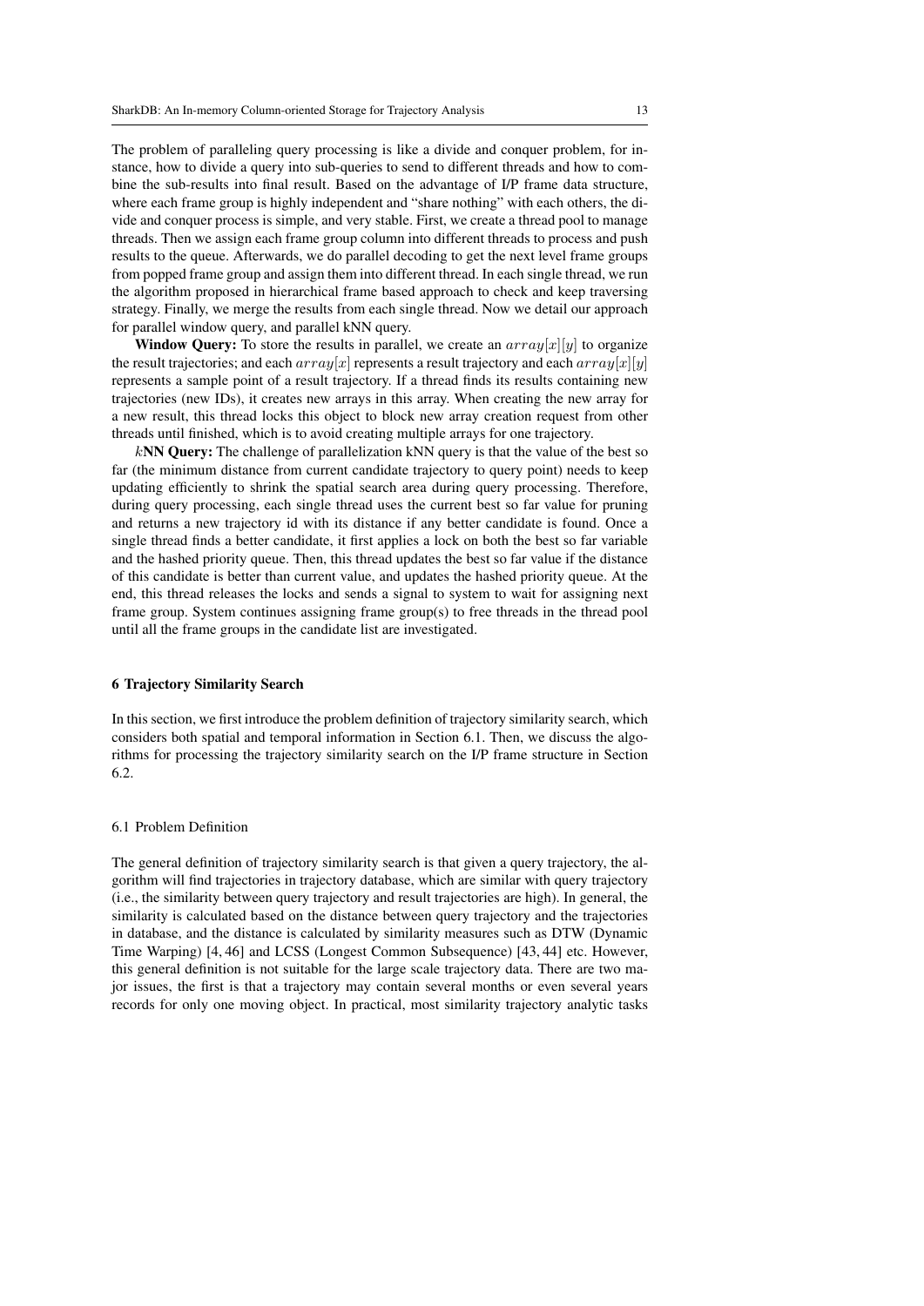The problem of paralleling query processing is like a divide and conquer problem, for instance, how to divide a query into sub-queries to send to different threads and how to combine the sub-results into final result. Based on the advantage of I/P frame data structure, where each frame group is highly independent and "share nothing" with each others, the divide and conquer process is simple, and very stable. First, we create a thread pool to manage threads. Then we assign each frame group column into different threads to process and push results to the queue. Afterwards, we do parallel decoding to get the next level frame groups from popped frame group and assign them into different thread. In each single thread, we run the algorithm proposed in hierarchical frame based approach to check and keep traversing strategy. Finally, we merge the results from each single thread. Now we detail our approach for parallel window query, and parallel kNN query.

**Window Query:** To store the results in parallel, we create an $array[x][y]$ to organize the result trajectories; and each $array[x]$ represents a result trajectory and each $array[x][y]$ represents a sample point of a result trajectory. If a thread finds its results containing new trajectories (new IDs), it creates new arrays in this array. When creating the new array for a new result, this thread locks this object to block new array creation request from other threads until finished, which is to avoid creating multiple arrays for one trajectory.

**$k$NN Query:** The challenge of parallelization kNN query is that the value of the best so far (the minimum distance from current candidate trajectory to query point) needs to keep updating efficiently to shrink the spatial search area during query processing. Therefore, during query processing, each single thread uses the current best so far value for pruning and returns a new trajectory id with its distance if any better candidate is found. Once a single thread finds a better candidate, it first applies a lock on both the best so far variable and the hashed priority queue. Then, this thread updates the best so far value if the distance of this candidate is better than current value, and updates the hashed priority queue. At the end, this thread releases the locks and sends a signal to system to wait for assigning next frame group. System continues assigning frame group(s) to free threads in the thread pool until all the frame groups in the candidate list are investigated.

## 6 Trajectory Similarity Search

In this section, we first introduce the problem definition of trajectory similarity search, which considers both spatial and temporal information in Section 6.1. Then, we discuss the algorithms for processing the trajectory similarity search on the I/P frame structure in Section 6.2.

### 6.1 Problem Definition

The general definition of trajectory similarity search is that given a query trajectory, the algorithm will find trajectories in trajectory database, which are similar with query trajectory (i.e., the similarity between query trajectory and result trajectories are high). In general, the similarity is calculated based on the distance between query trajectory and the trajectories in database, and the distance is calculated by similarity measures such as DTW (Dynamic Time Warping) [4, 46] and LCSS (Longest Common Subsequence) [43, 44] etc. However, this general definition is not suitable for the large scale trajectory data. There are two major issues, the first is that a trajectory may contain several months or even several years records for only one moving object. In practical, most similarity trajectory analytic tasks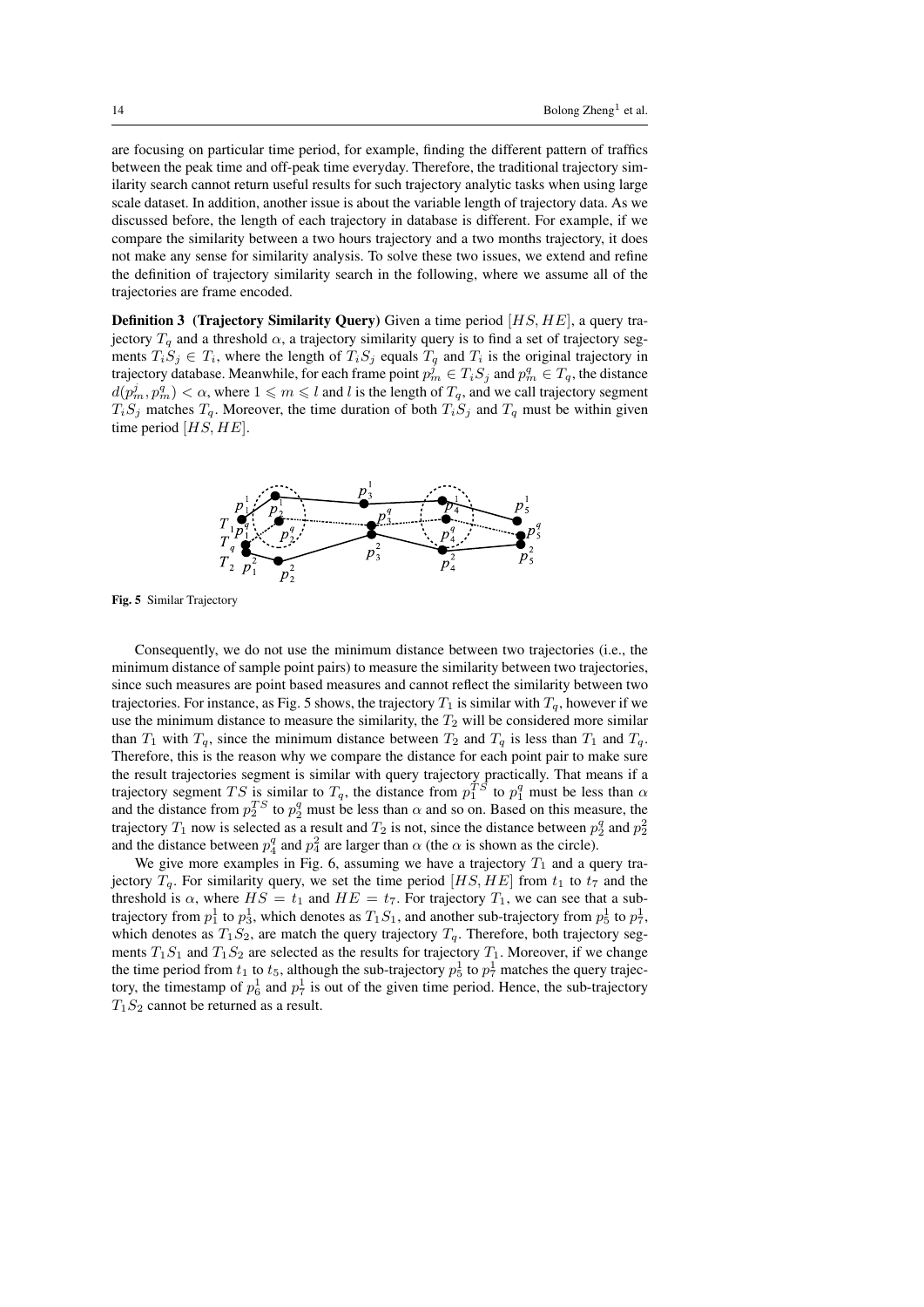are focusing on particular time period, for example, finding the different pattern of traffics between the peak time and off-peak time everyday. Therefore, the traditional trajectory similarity search cannot return useful results for such trajectory analytic tasks when using large scale dataset. In addition, another issue is about the variable length of trajectory data. As we discussed before, the length of each trajectory in database is different. For example, if we compare the similarity between a two hours trajectory and a two months trajectory, it does not make any sense for similarity analysis. To solve these two issues, we extend and refine the definition of trajectory similarity search in the following, where we assume all of the trajectories are frame encoded.

**Definition 3 (Trajectory Similarity Query)** Given a time period $[HS, HE]$, a query trajectory $T_q$ and a threshold $\alpha$, a trajectory similarity query is to find a set of trajectory segments $T_iS_j \in T_i$, where the length of $T_iS_j$ equals $T_q$ and $T_i$ is the original trajectory in trajectory database. Meanwhile, for each frame point $p_m^j \in T_iS_j$ and $p_m^q \in T_q$, the distance $d(p_m^j, p_m^q) < \alpha$, where $1 \leqslant m \leqslant l$ and $l$ is the length of $T_q$, and we call trajectory segment $T_iS_j$ matches $T_q$. Moreover, the time duration of both $T_iS_j$ and $T_q$ must be within given time period $[HS, HE]$.

**Fig. 5** Similar Trajectory

Consequently, we do not use the minimum distance between two trajectories (i.e., the minimum distance of sample point pairs) to measure the similarity between two trajectories, since such measures are point based measures and cannot reflect the similarity between two trajectories. For instance, as Fig. 5 shows, the trajectory $T_1$ is similar with $T_q$, however if we use the minimum distance to measure the similarity, the $T_2$ will be considered more similar than $T_1$ with $T_q$, since the minimum distance between $T_2$ and $T_q$ is less than $T_1$ and $T_q$. Therefore, this is the reason why we compare the distance for each point pair to make sure the result trajectories segment is similar with query trajectory practically. That means if a trajectory segment $TS$ is similar to $T_q$, the distance from $p_1^{TS}$ to $p_1^q$ must be less than $\alpha$ and the distance from $p_2^{TS}$ to $p_2^q$ must be less than $\alpha$ and so on. Based on this measure, the trajectory $T_1$ now is selected as a result and $T_2$ is not, since the distance between $p_2^q$ and $p_2^2$ and the distance between $p_4^q$ and $p_4^2$ are larger than $\alpha$ (the $\alpha$ is shown as the circle).

We give more examples in Fig. 6, assuming we have a trajectory $T_1$ and a query trajectory $T_q$. For similarity query, we set the time period $[HS, HE]$ from $t_1$ to $t_7$ and the threshold is $\alpha$, where $HS = t_1$ and $HE = t_7$. For trajectory $T_1$, we can see that a sub-trajectory from $p_1^1$ to $p_3^1$, which denotes as $T_1S_1$, and another sub-trajectory from $p_5^1$ to $p_7^1$, which denotes as $T_1S_2$, are match the query trajectory $T_q$. Therefore, both trajectory segments $T_1S_1$ and $T_1S_2$ are selected as the results for trajectory $T_1$. Moreover, if we change the time period from $t_1$ to $t_5$, although the sub-trajectory $p_5^1$ to $p_7^1$ matches the query trajectory, the timestamp of $p_6^1$ and $p_7^1$ is out of the given time period. Hence, the sub-trajectory $T_1S_2$ cannot be returned as a result.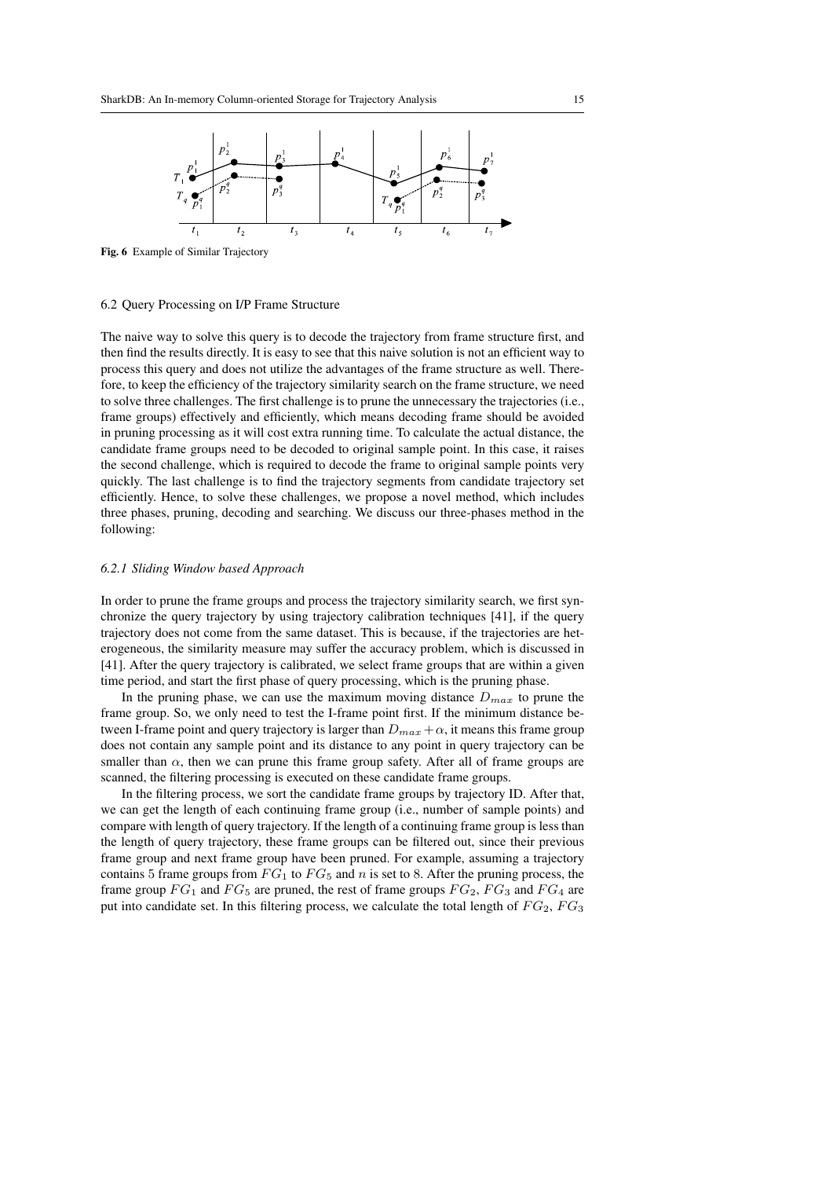Fig. 6 Example of Similar Trajectory

### 6.2 Query Processing on I/P Frame Structure

The naive way to solve this query is to decode the trajectory from frame structure first, and then find the results directly. It is easy to see that this naive solution is not an efficient way to process this query and does not utilize the advantages of the frame structure as well. Therefore, to keep the efficiency of the trajectory similarity search on the frame structure, we need to solve three challenges. The first challenge is to prune the unnecessary the trajectories (i.e., frame groups) effectively and efficiently, which means decoding frame should be avoided in pruning processing as it will cost extra running time. To calculate the actual distance, the candidate frame groups need to be decoded to original sample point. In this case, it raises the second challenge, which is required to decode the frame to original sample points very quickly. The last challenge is to find the trajectory segments from candidate trajectory set efficiently. Hence, to solve these challenges, we propose a novel method, which includes three phases, pruning, decoding and searching. We discuss our three-phases method in the following:

#### *6.2.1 Sliding Window based Approach*

In order to prune the frame groups and process the trajectory similarity search, we first synchronize the query trajectory by using trajectory calibration techniques [41], if the query trajectory does not come from the same dataset. This is because, if the trajectories are heterogeneous, the similarity measure may suffer the accuracy problem, which is discussed in [41]. After the query trajectory is calibrated, we select frame groups that are within a given time period, and start the first phase of query processing, which is the pruning phase.

In the pruning phase, we can use the maximum moving distance $D_{max}$ to prune the frame group. So, we only need to test the I-frame point first. If the minimum distance between I-frame point and query trajectory is larger than $D_{max} + \alpha$, it means this frame group does not contain any sample point and its distance to any point in query trajectory can be smaller than $\alpha$, then we can prune this frame group safety. After all of frame groups are scanned, the filtering processing is executed on these candidate frame groups.

In the filtering process, we sort the candidate frame groups by trajectory ID. After that, we can get the length of each continuing frame group (i.e., number of sample points) and compare with length of query trajectory. If the length of a continuing frame group is less than the length of query trajectory, these frame groups can be filtered out, since their previous frame group and next frame group have been pruned. For example, assuming a trajectory contains 5 frame groups from $FG_1$ to $FG_5$ and $n$ is set to 8. After the pruning process, the frame group $FG_1$ and $FG_5$ are pruned, the rest of frame groups $FG_2$, $FG_3$ and $FG_4$ are put into candidate set. In this filtering process, we calculate the total length of $FG_2$, $FG_3$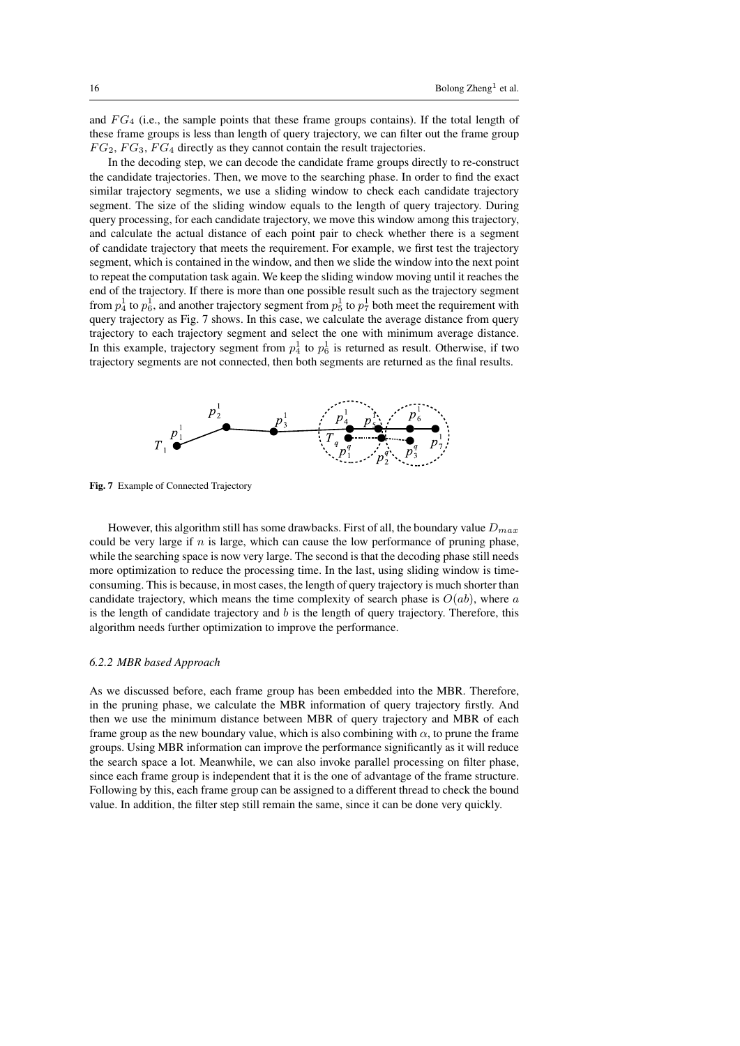and $FG_4$ (i.e., the sample points that these frame groups contains). If the total length of these frame groups is less than length of query trajectory, we can filter out the frame group $FG_2$, $FG_3$, $FG_4$ directly as they cannot contain the result trajectories.

In the decoding step, we can decode the candidate frame groups directly to re-construct the candidate trajectories. Then, we move to the searching phase. In order to find the exact similar trajectory segments, we use a sliding window to check each candidate trajectory segment. The size of the sliding window equals to the length of query trajectory. During query processing, for each candidate trajectory, we move this window among this trajectory, and calculate the actual distance of each point pair to check whether there is a segment of candidate trajectory that meets the requirement. For example, we first test the trajectory segment, which is contained in the window, and then we slide the window into the next point to repeat the computation task again. We keep the sliding window moving until it reaches the end of the trajectory. If there is more than one possible result such as the trajectory segment from $p_4^1$ to $p_6^1$, and another trajectory segment from $p_5^1$ to $p_7^1$ both meet the requirement with query trajectory as Fig. 7 shows. In this case, we calculate the average distance from query trajectory to each trajectory segment and select the one with minimum average distance. In this example, trajectory segment from $p_4^1$ to $p_6^1$ is returned as result. Otherwise, if two trajectory segments are not connected, then both segments are returned as the final results.

**Fig. 7** Example of Connected Trajectory

However, this algorithm still has some drawbacks. First of all, the boundary value $D_{max}$ could be very large if $n$ is large, which can cause the low performance of pruning phase, while the searching space is now very large. The second is that the decoding phase still needs more optimization to reduce the processing time. In the last, using sliding window is time-consuming. This is because, in most cases, the length of query trajectory is much shorter than candidate trajectory, which means the time complexity of search phase is $O(ab)$, where $a$ is the length of candidate trajectory and $b$ is the length of query trajectory. Therefore, this algorithm needs further optimization to improve the performance.

#### *6.2.2 MBR based Approach*

As we discussed before, each frame group has been embedded into the MBR. Therefore, in the pruning phase, we calculate the MBR information of query trajectory firstly. And then we use the minimum distance between MBR of query trajectory and MBR of each frame group as the new boundary value, which is also combining with $\alpha$, to prune the frame groups. Using MBR information can improve the performance significantly as it will reduce the search space a lot. Meanwhile, we can also invoke parallel processing on filter phase, since each frame group is independent that it is the one of advantage of the frame structure. Following by this, each frame group can be assigned to a different thread to check the bound value. In addition, the filter step still remain the same, since it can be done very quickly.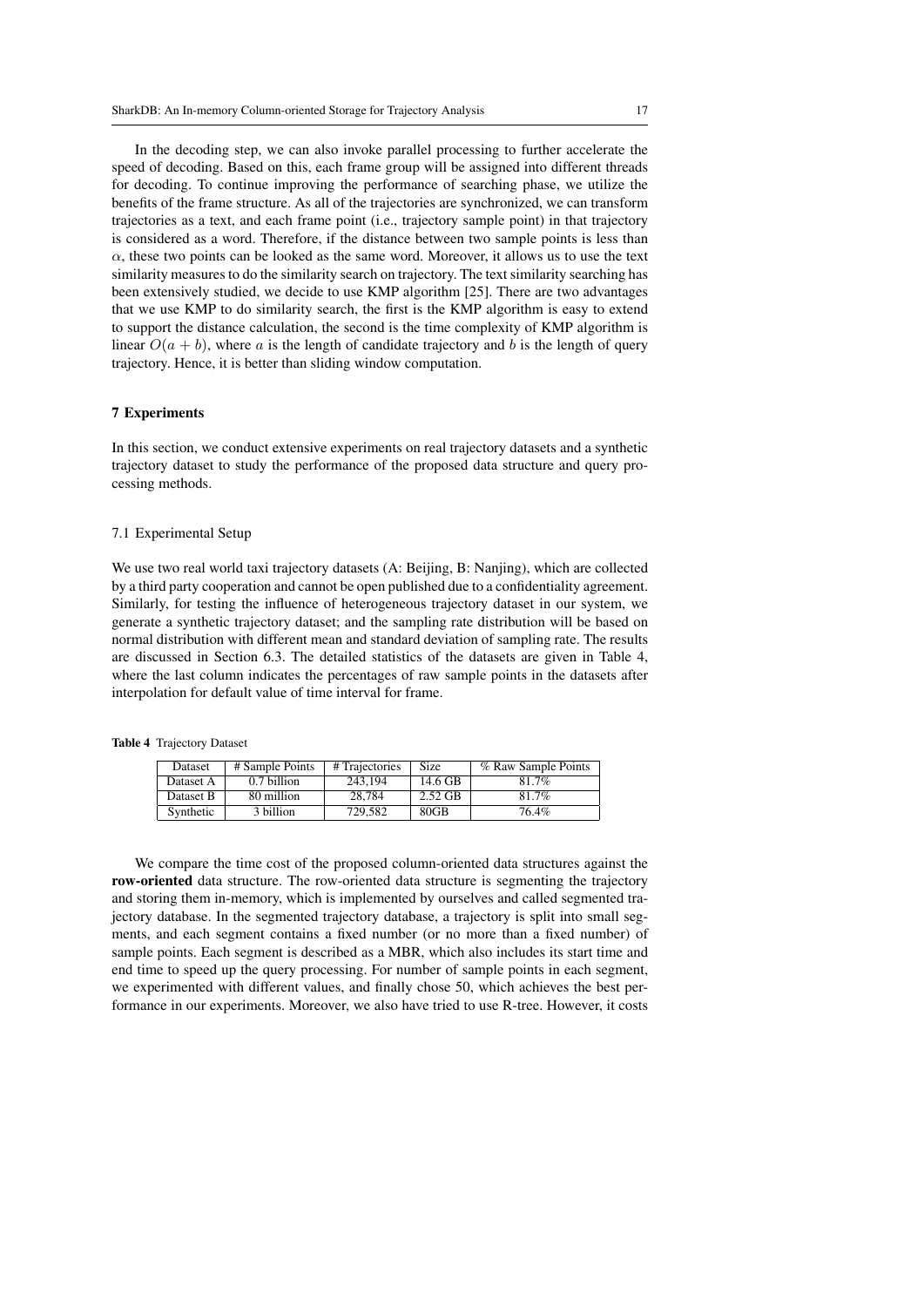In the decoding step, we can also invoke parallel processing to further accelerate the speed of decoding. Based on this, each frame group will be assigned into different threads for decoding. To continue improving the performance of searching phase, we utilize the benefits of the frame structure. As all of the trajectories are synchronized, we can transform trajectories as a text, and each frame point (i.e., trajectory sample point) in that trajectory is considered as a word. Therefore, if the distance between two sample points is less than $\alpha$, these two points can be looked as the same word. Moreover, it allows us to use the text similarity measures to do the similarity search on trajectory. The text similarity searching has been extensively studied, we decide to use KMP algorithm [25]. There are two advantages that we use KMP to do similarity search, the first is the KMP algorithm is easy to extend to support the distance calculation, the second is the time complexity of KMP algorithm is linear $O(a + b)$, where $a$ is the length of candidate trajectory and $b$ is the length of query trajectory. Hence, it is better than sliding window computation.

## 7 Experiments

In this section, we conduct extensive experiments on real trajectory datasets and a synthetic trajectory dataset to study the performance of the proposed data structure and query processing methods.

### 7.1 Experimental Setup

We use two real world taxi trajectory datasets (A: Beijing, B: Nanjing), which are collected by a third party cooperation and cannot be open published due to a confidentiality agreement. Similarly, for testing the influence of heterogeneous trajectory dataset in our system, we generate a synthetic trajectory dataset; and the sampling rate distribution will be based on normal distribution with different mean and standard deviation of sampling rate. The results are discussed in Section 6.3. The detailed statistics of the datasets are given in Table 4, where the last column indicates the percentages of raw sample points in the datasets after interpolation for default value of time interval for frame.

**Table 4** Trajectory Dataset

| Dataset | # Sample Points | # Trajectories | Size | % Raw Sample Points |
|---|---|---|---|---|
| Dataset A | 0.7 billion | 243,194 | 14.6 GB | 81.7% |
| Dataset B | 80 million | 28,784 | 2.52 GB | 81.7% |
| Synthetic | 3 billion | 729,582 | 80GB | 76.4% |

We compare the time cost of the proposed column-oriented data structures against the **row-oriented** data structure. The row-oriented data structure is segmenting the trajectory and storing them in-memory, which is implemented by ourselves and called segmented trajectory database. In the segmented trajectory database, a trajectory is split into small segments, and each segment contains a fixed number (or no more than a fixed number) of sample points. Each segment is described as a MBR, which also includes its start time and end time to speed up the query processing. For number of sample points in each segment, we experimented with different values, and finally chose 50, which achieves the best performance in our experiments. Moreover, we also have tried to use R-tree. However, it costs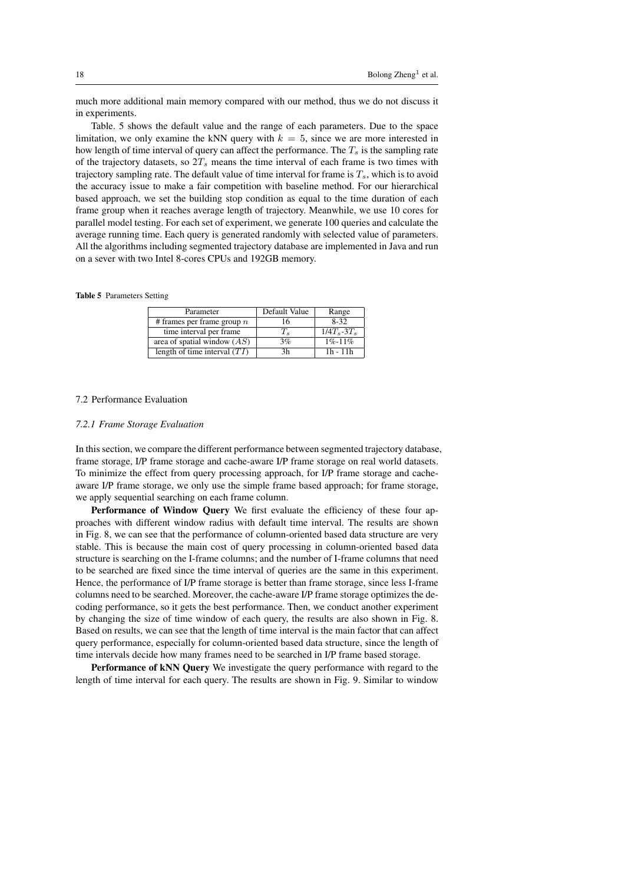much more additional main memory compared with our method, thus we do not discuss it in experiments.

Table. 5 shows the default value and the range of each parameters. Due to the space limitation, we only examine the kNN query with $k = 5$, since we are more interested in how length of time interval of query can affect the performance. The $T_s$ is the sampling rate of the trajectory datasets, so $2T_s$ means the time interval of each frame is two times with trajectory sampling rate. The default value of time interval for frame is $T_s$, which is to avoid the accuracy issue to make a fair competition with baseline method. For our hierarchical based approach, we set the building stop condition as equal to the time duration of each frame group when it reaches average length of trajectory. Meanwhile, we use 10 cores for parallel model testing. For each set of experiment, we generate 100 queries and calculate the average running time. Each query is generated randomly with selected value of parameters. All the algorithms including segmented trajectory database are implemented in Java and run on a sever with two Intel 8-cores CPUs and 192GB memory.

**Table 5** Parameters Setting

| Parameter | Default Value | Range |
|---|---|---|
| # frames per frame group $n$ | 16 | 8-32 |
| time interval per frame | $T_s$ | $1/4T_s$-$3T_s$ |
| area of spatial window ($AS$) | 3% | 1%-11% |
| length of time interval ($TI$) | 3h | 1h - 11h |

## 7.2 Performance Evaluation

### *7.2.1 Frame Storage Evaluation*

In this section, we compare the different performance between segmented trajectory database, frame storage, I/P frame storage and cache-aware I/P frame storage on real world datasets. To minimize the effect from query processing approach, for I/P frame storage and cache-aware I/P frame storage, we only use the simple frame based approach; for frame storage, we apply sequential searching on each frame column.

**Performance of Window Query** We first evaluate the efficiency of these four approaches with different window radius with default time interval. The results are shown in Fig. 8, we can see that the performance of column-oriented based data structure are very stable. This is because the main cost of query processing in column-oriented based data structure is searching on the I-frame columns; and the number of I-frame columns that need to be searched are fixed since the time interval of queries are the same in this experiment. Hence, the performance of I/P frame storage is better than frame storage, since less I-frame columns need to be searched. Moreover, the cache-aware I/P frame storage optimizes the decoding performance, so it gets the best performance. Then, we conduct another experiment by changing the size of time window of each query, the results are also shown in Fig. 8. Based on results, we can see that the length of time interval is the main factor that can affect query performance, especially for column-oriented based data structure, since the length of time intervals decide how many frames need to be searched in I/P frame based storage.

**Performance of kNN Query** We investigate the query performance with regard to the length of time interval for each query. The results are shown in Fig. 9. Similar to window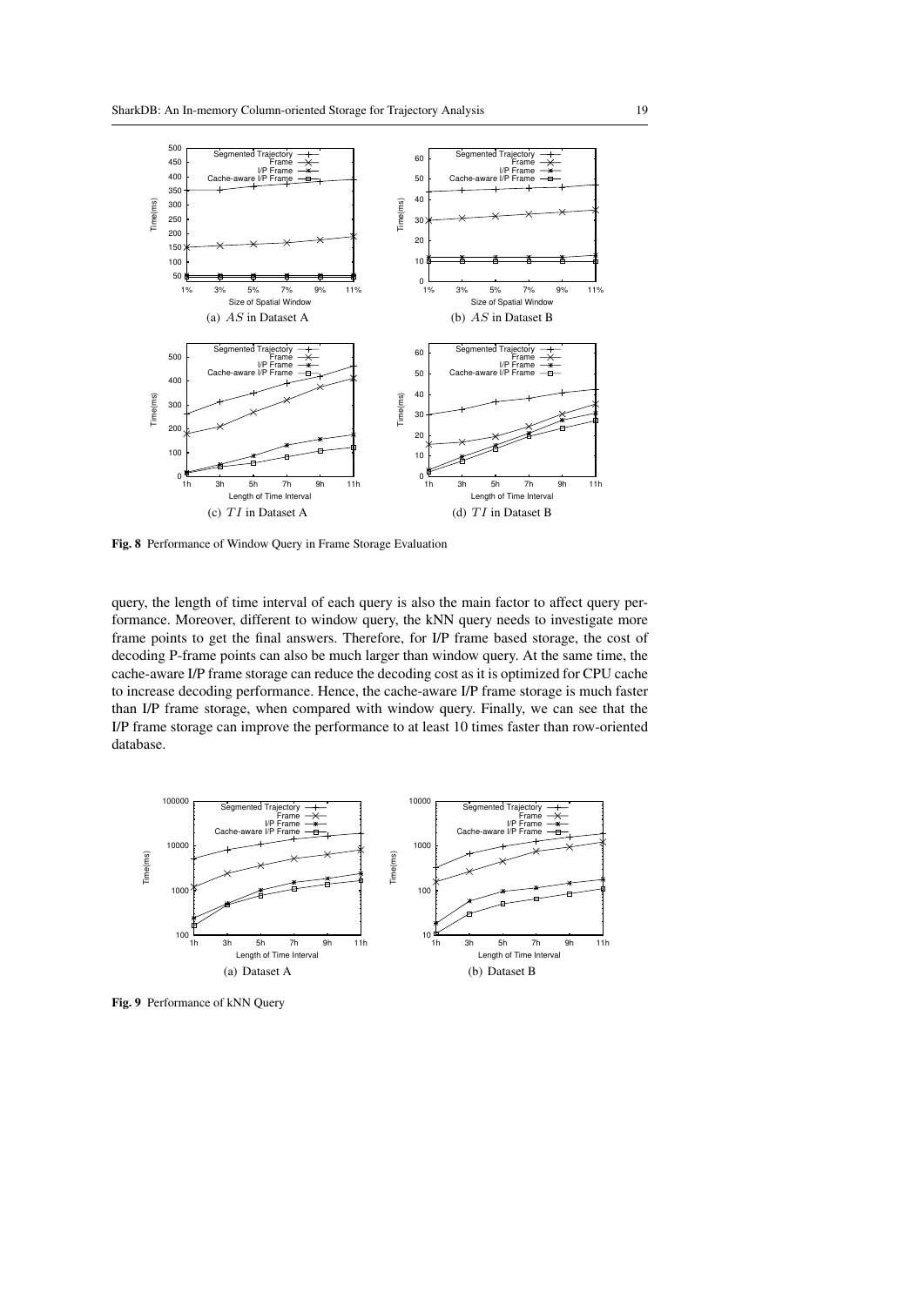(a) $AS$ in Dataset A

(b) $AS$ in Dataset B

(c) $TI$ in Dataset A

(d) $TI$ in Dataset B

**Fig. 8** Performance of Window Query in Frame Storage Evaluation

query, the length of time interval of each query is also the main factor to affect query performance. Moreover, different to window query, the kNN query needs to investigate more frame points to get the final answers. Therefore, for I/P frame based storage, the cost of decoding P-frame points can also be much larger than window query. At the same time, the cache-aware I/P frame storage can reduce the decoding cost as it is optimized for CPU cache to increase decoding performance. Hence, the cache-aware I/P frame storage is much faster than I/P frame storage, when compared with window query. Finally, we can see that the I/P frame storage can improve the performance to at least 10 times faster than row-oriented database.

(a) Dataset A

(b) Dataset B

**Fig. 9** Performance of kNN Query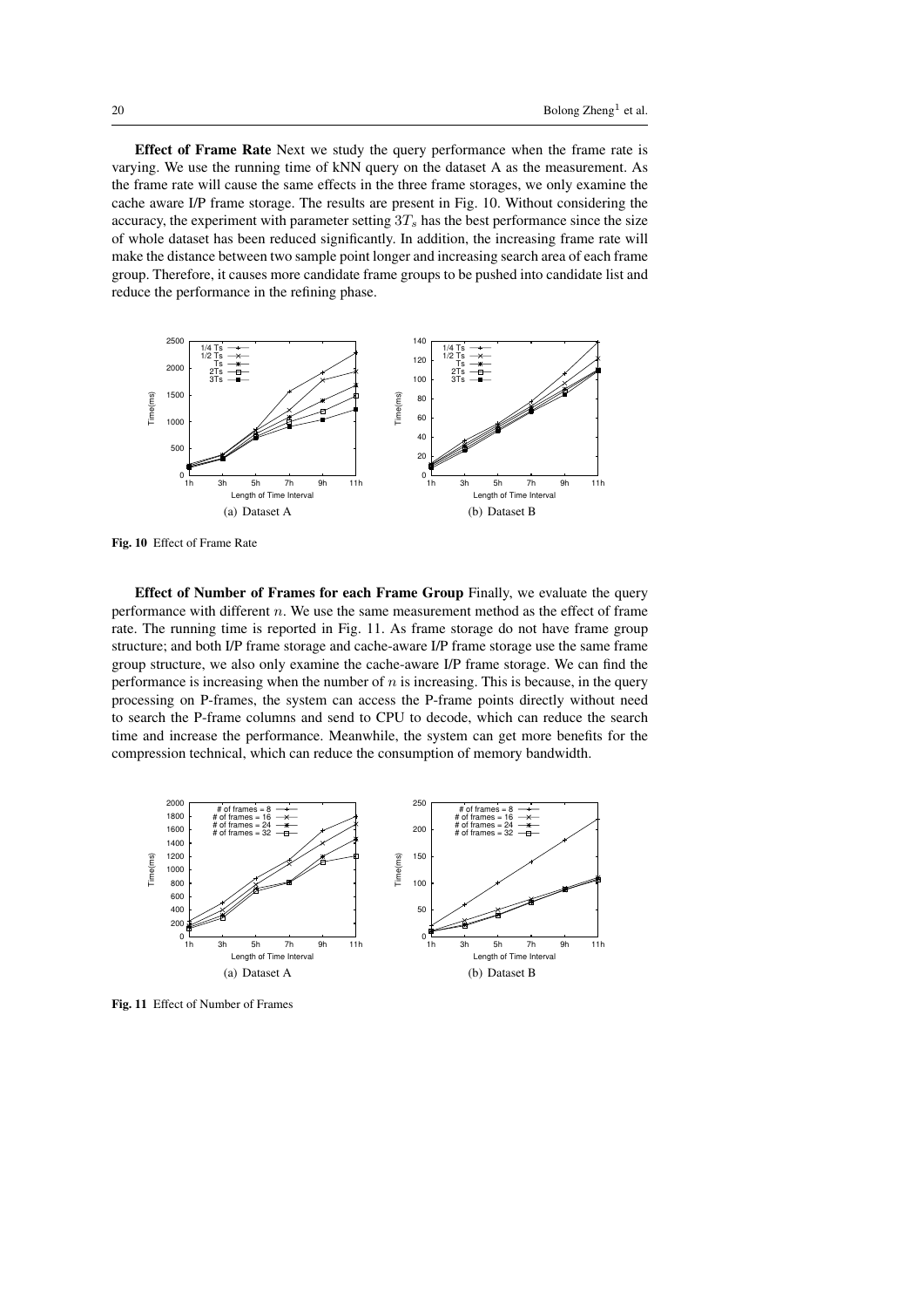**Effect of Frame Rate** Next we study the query performance when the frame rate is varying. We use the running time of kNN query on the dataset A as the measurement. As the frame rate will cause the same effects in the three frame storages, we only examine the cache aware I/P frame storage. The results are present in Fig. 10. Without considering the accuracy, the experiment with parameter setting $3T_s$ has the best performance since the size of whole dataset has been reduced significantly. In addition, the increasing frame rate will make the distance between two sample point longer and increasing search area of each frame group. Therefore, it causes more candidate frame groups to be pushed into candidate list and reduce the performance in the refining phase.

(a) Dataset A

(b) Dataset B

**Fig. 10** Effect of Frame Rate

**Effect of Number of Frames for each Frame Group** Finally, we evaluate the query performance with different $n$. We use the same measurement method as the effect of frame rate. The running time is reported in Fig. 11. As frame storage do not have frame group structure; and both I/P frame storage and cache-aware I/P frame storage use the same frame group structure, we also only examine the cache-aware I/P frame storage. We can find the performance is increasing when the number of $n$ is increasing. This is because, in the query processing on P-frames, the system can access the P-frame points directly without need to search the P-frame columns and send to CPU to decode, which can reduce the search time and increase the performance. Meanwhile, the system can get more benefits for the compression technical, which can reduce the consumption of memory bandwidth.

(a) Dataset A

(b) Dataset B

**Fig. 11** Effect of Number of Frames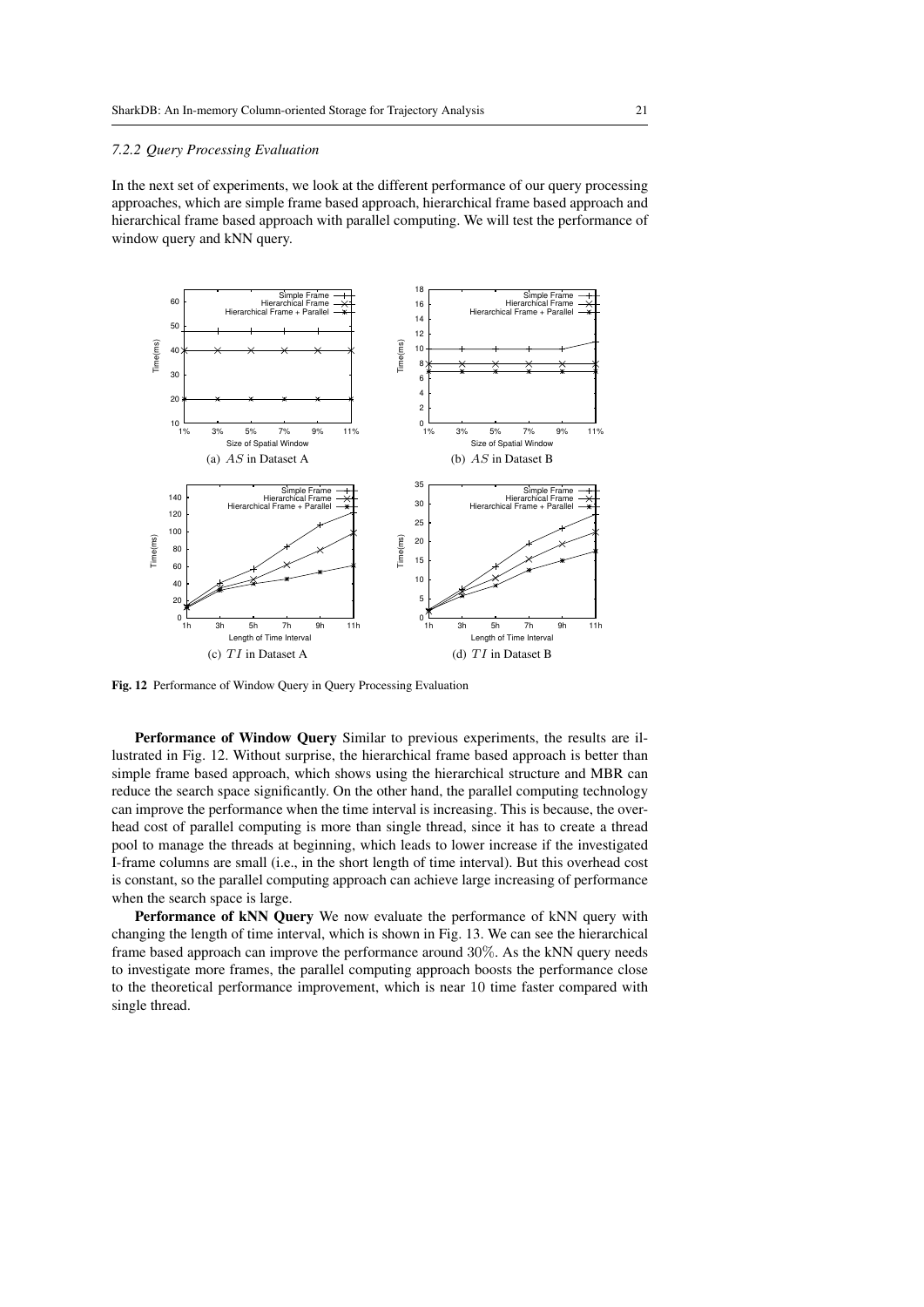### 7.2.2 Query Processing Evaluation

In the next set of experiments, we look at the different performance of our query processing approaches, which are simple frame based approach, hierarchical frame based approach and hierarchical frame based approach with parallel computing. We will test the performance of window query and kNN query.

(a) $AS$ in Dataset A

(b) $AS$ in Dataset B

(c) $TI$ in Dataset A

(d) $TI$ in Dataset B

**Fig. 12** Performance of Window Query in Query Processing Evaluation

**Performance of Window Query** Similar to previous experiments, the results are illustrated in Fig. 12. Without surprise, the hierarchical frame based approach is better than simple frame based approach, which shows using the hierarchical structure and MBR can reduce the search space significantly. On the other hand, the parallel computing technology can improve the performance when the time interval is increasing. This is because, the overhead cost of parallel computing is more than single thread, since it has to create a thread pool to manage the threads at beginning, which leads to lower increase if the investigated I-frame columns are small (i.e., in the short length of time interval). But this overhead cost is constant, so the parallel computing approach can achieve large increasing of performance when the search space is large.

**Performance of kNN Query** We now evaluate the performance of kNN query with changing the length of time interval, which is shown in Fig. 13. We can see the hierarchical frame based approach can improve the performance around 30%. As the kNN query needs to investigate more frames, the parallel computing approach boosts the performance close to the theoretical performance improvement, which is near 10 time faster compared with single thread.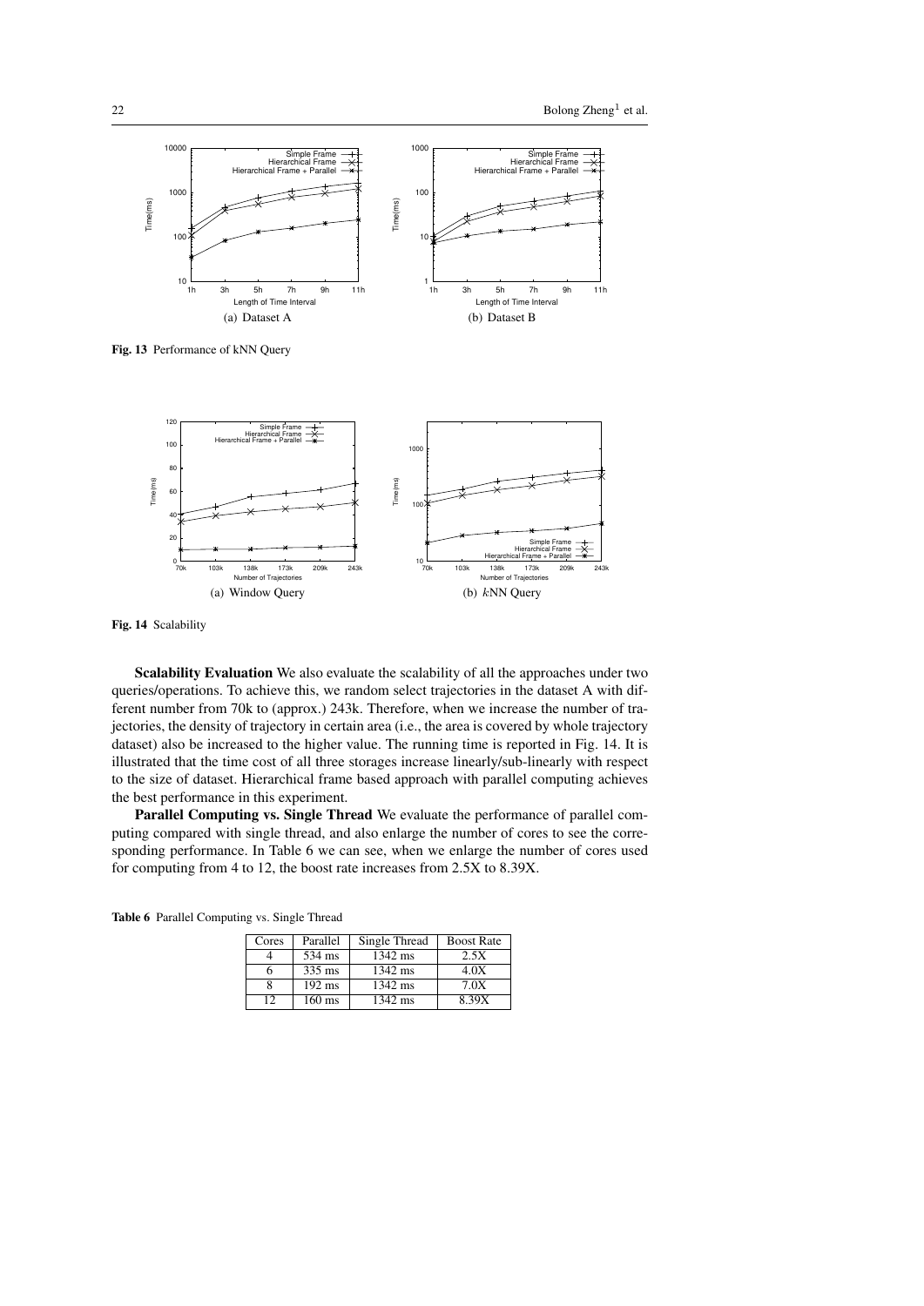Fig. 13 Performance of kNN Query

Fig. 14 Scalability

**Scalability Evaluation** We also evaluate the scalability of all the approaches under two queries/operations. To achieve this, we random select trajectories in the dataset A with different number from 70k to (approx.) 243k. Therefore, when we increase the number of trajectories, the density of trajectory in certain area (i.e., the area is covered by whole trajectory dataset) also be increased to the higher value. The running time is reported in Fig. 14. It is illustrated that the time cost of all three storages increase linearly/sub-linearly with respect to the size of dataset. Hierarchical frame based approach with parallel computing achieves the best performance in this experiment.

**Parallel Computing vs. Single Thread** We evaluate the performance of parallel computing compared with single thread, and also enlarge the number of cores to see the corresponding performance. In Table 6 we can see, when we enlarge the number of cores used for computing from 4 to 12, the boost rate increases from 2.5X to 8.39X.

**Table 6** Parallel Computing vs. Single Thread

| Cores | Parallel | Single Thread | Boost Rate |
|---|---|---|---|
| 4 | 534 ms | 1342 ms | 2.5X |
| 6 | 335 ms | 1342 ms | 4.0X |
| 8 | 192 ms | 1342 ms | 7.0X |
| 12 | 160 ms | 1342 ms | 8.39X |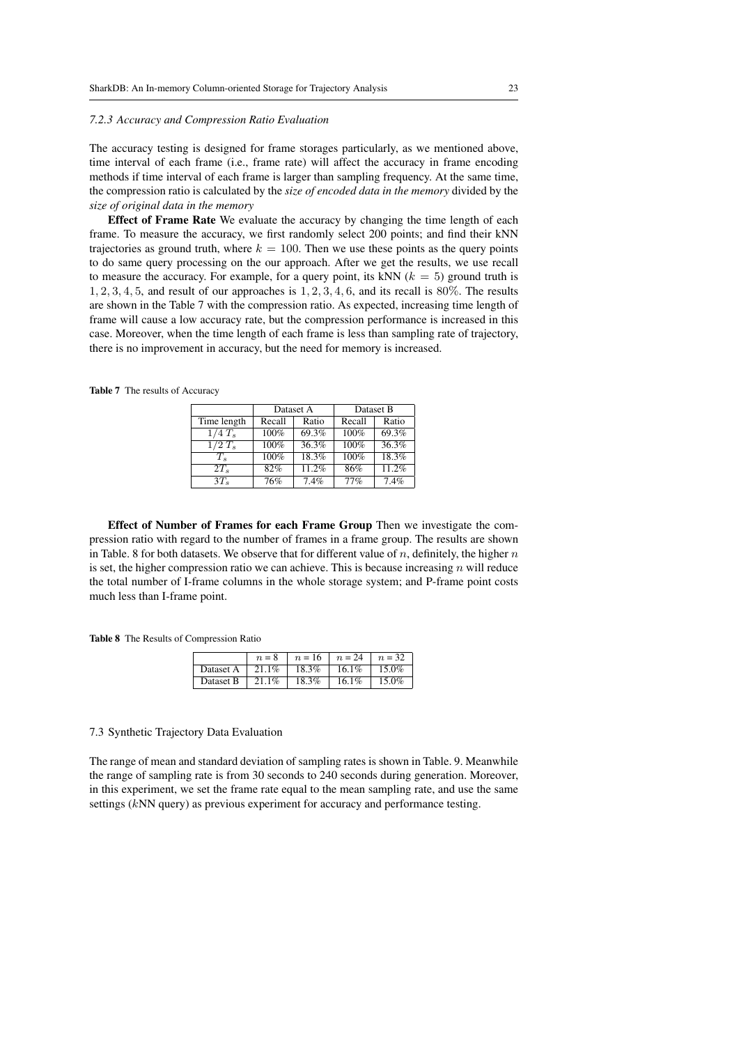*7.2.3 Accuracy and Compression Ratio Evaluation*

The accuracy testing is designed for frame storages particularly, as we mentioned above, time interval of each frame (i.e., frame rate) will affect the accuracy in frame encoding methods if time interval of each frame is larger than sampling frequency. At the same time, the compression ratio is calculated by the *size of encoded data in the memory* divided by the *size of original data in the memory*

**Effect of Frame Rate** We evaluate the accuracy by changing the time length of each frame. To measure the accuracy, we first randomly select 200 points; and find their kNN trajectories as ground truth, where $k = 100$. Then we use these points as the query points to do same query processing on the our approach. After we get the results, we use recall to measure the accuracy. For example, for a query point, its kNN ($k = 5$) ground truth is $1, 2, 3, 4, 5$, and result of our approaches is $1, 2, 3, 4, 6$, and its recall is $80\%$. The results are shown in the Table 7 with the compression ratio. As expected, increasing time length of frame will cause a low accuracy rate, but the compression performance is increased in this case. Moreover, when the time length of each frame is less than sampling rate of trajectory, there is no improvement in accuracy, but the need for memory is increased.

**Table 7** The results of Accuracy

| | Dataset A | | Dataset B | |
|---|---|---|---|---|
| Time length | Recall | Ratio | Recall | Ratio |
| $1/4\,T_s$ | 100% | 69.3% | 100% | 69.3% |
| $1/2\,T_s$ | 100% | 36.3% | 100% | 36.3% |
| $T_s$ | 100% | 18.3% | 100% | 18.3% |
| $2T_s$ | 82% | 11.2% | 86% | 11.2% |
| $3T_s$ | 76% | 7.4% | 77% | 7.4% |

**Effect of Number of Frames for each Frame Group** Then we investigate the compression ratio with regard to the number of frames in a frame group. The results are shown in Table. 8 for both datasets. We observe that for different value of $n$, definitely, the higher $n$ is set, the higher compression ratio we can achieve. This is because increasing $n$ will reduce the total number of I-frame columns in the whole storage system; and P-frame point costs much less than I-frame point.

**Table 8** The Results of Compression Ratio

| | $n = 8$ | $n = 16$ | $n = 24$ | $n = 32$ |
|---|---|---|---|---|
| Dataset A | 21.1% | 18.3% | 16.1% | 15.0% |
| Dataset B | 21.1% | 18.3% | 16.1% | 15.0% |

## 7.3 Synthetic Trajectory Data Evaluation

The range of mean and standard deviation of sampling rates is shown in Table. 9. Meanwhile the range of sampling rate is from 30 seconds to 240 seconds during generation. Moreover, in this experiment, we set the frame rate equal to the mean sampling rate, and use the same settings ($k$NN query) as previous experiment for accuracy and performance testing.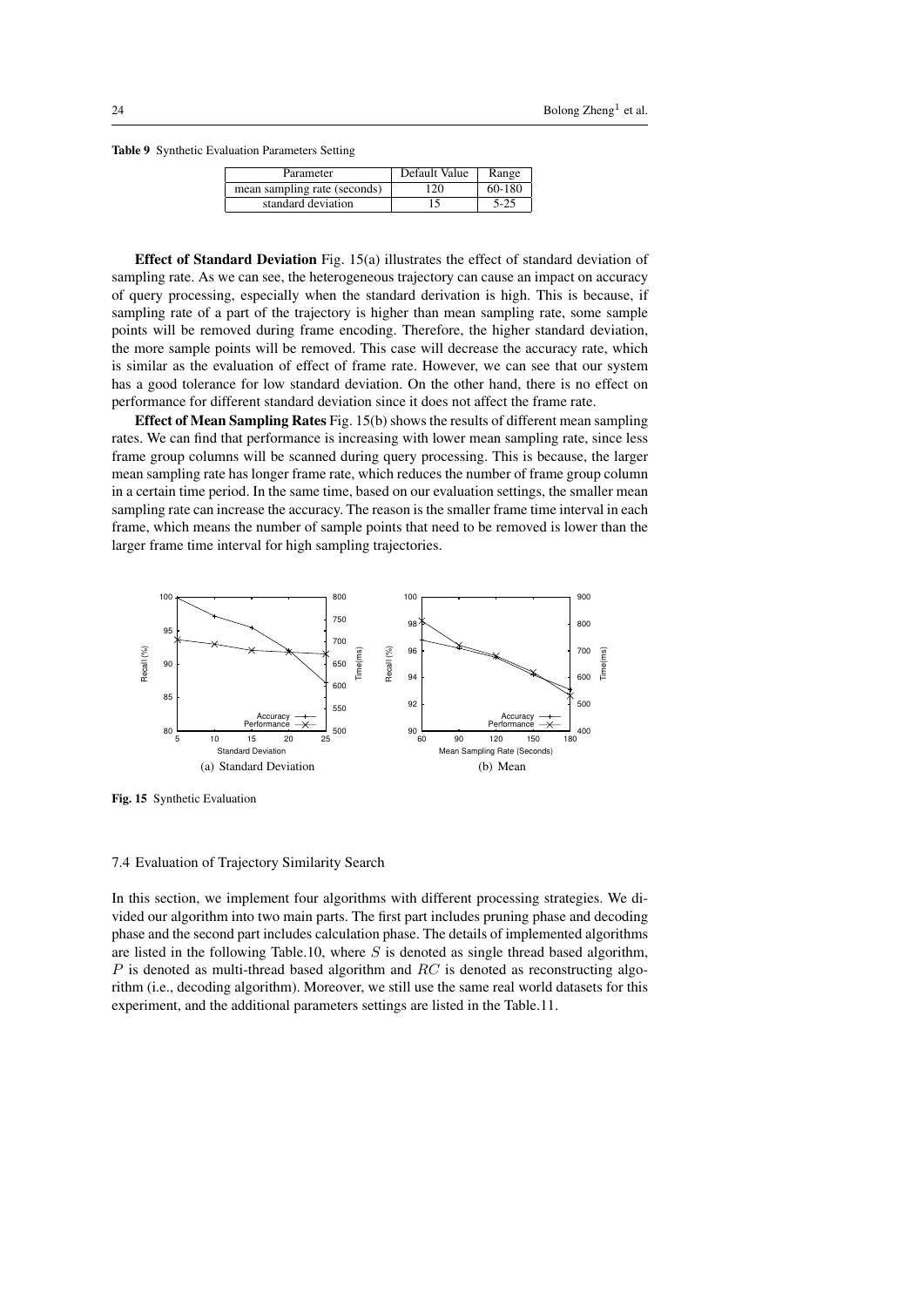**Table 9** Synthetic Evaluation Parameters Setting

| Parameter | Default Value | Range |
|---|---|---|
| mean sampling rate (seconds) | 120 | 60-180 |
| standard deviation | 15 | 5-25 |

**Effect of Standard Deviation** Fig. 15(a) illustrates the effect of standard deviation of sampling rate. As we can see, the heterogeneous trajectory can cause an impact on accuracy of query processing, especially when the standard derivation is high. This is because, if sampling rate of a part of the trajectory is higher than mean sampling rate, some sample points will be removed during frame encoding. Therefore, the higher standard deviation, the more sample points will be removed. This case will decrease the accuracy rate, which is similar as the evaluation of effect of frame rate. However, we can see that our system has a good tolerance for low standard deviation. On the other hand, there is no effect on performance for different standard deviation since it does not affect the frame rate.

**Effect of Mean Sampling Rates** Fig. 15(b) shows the results of different mean sampling rates. We can find that performance is increasing with lower mean sampling rate, since less frame group columns will be scanned during query processing. This is because, the larger mean sampling rate has longer frame rate, which reduces the number of frame group column in a certain time period. In the same time, based on our evaluation settings, the smaller mean sampling rate can increase the accuracy. The reason is the smaller frame time interval in each frame, which means the number of sample points that need to be removed is lower than the larger frame time interval for high sampling trajectories.

(a) Standard Deviation

(b) Mean

**Fig. 15** Synthetic Evaluation

## 7.4 Evaluation of Trajectory Similarity Search

In this section, we implement four algorithms with different processing strategies. We divided our algorithm into two main parts. The first part includes pruning phase and decoding phase and the second part includes calculation phase. The details of implemented algorithms are listed in the following Table.10, where $S$ is denoted as single thread based algorithm, $P$ is denoted as multi-thread based algorithm and $RC$ is denoted as reconstructing algorithm (i.e., decoding algorithm). Moreover, we still use the same real world datasets for this experiment, and the additional parameters settings are listed in the Table.11.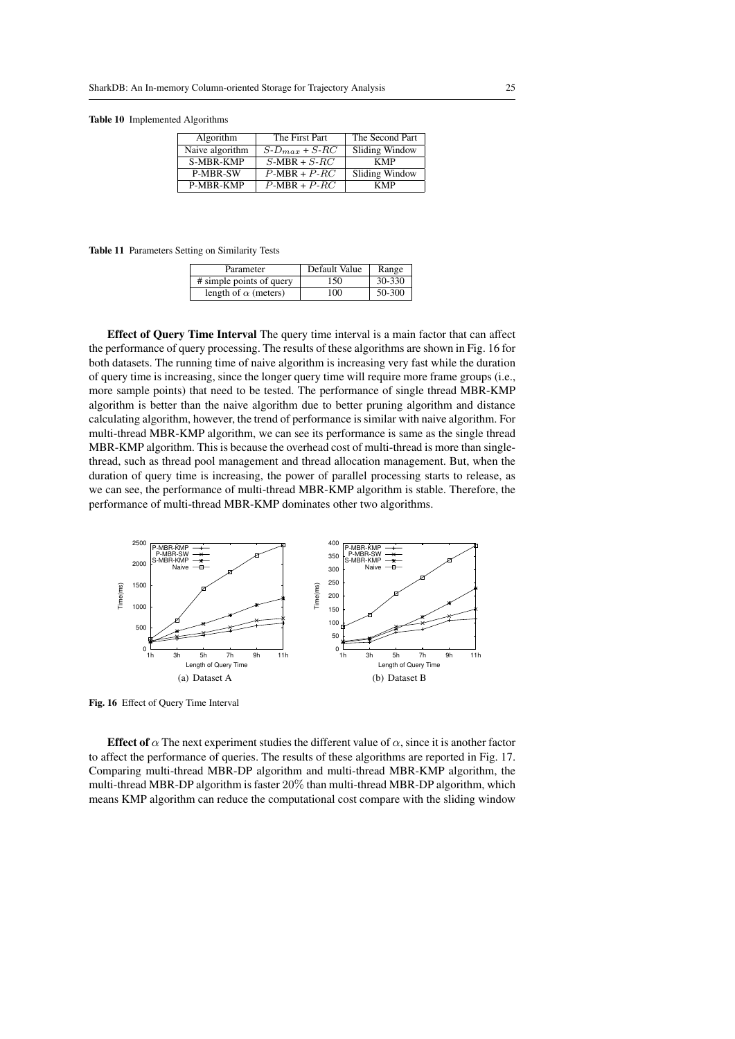**Table 10** Implemented Algorithms

| Algorithm | The First Part | The Second Part |
|---|---|---|
| Naive algorithm | $S$-$D_{max}$ + $S$-$RC$ | Sliding Window |
| S-MBR-KMP | $S$-MBR + $S$-$RC$ | KMP |
| P-MBR-SW | $P$-MBR + $P$-$RC$ | Sliding Window |
| P-MBR-KMP | $P$-MBR + $P$-$RC$ | KMP |

**Table 11** Parameters Setting on Similarity Tests

| Parameter | Default Value | Range |
|---|---|---|
| # simple points of query | 150 | 30-330 |
| length of $\alpha$ (meters) | 100 | 50-300 |

**Effect of Query Time Interval** The query time interval is a main factor that can affect the performance of query processing. The results of these algorithms are shown in Fig. 16 for both datasets. The running time of naive algorithm is increasing very fast while the duration of query time is increasing, since the longer query time will require more frame groups (i.e., more sample points) that need to be tested. The performance of single thread MBR-KMP algorithm is better than the naive algorithm due to better pruning algorithm and distance calculating algorithm, however, the trend of performance is similar with naive algorithm. For multi-thread MBR-KMP algorithm, we can see its performance is same as the single thread MBR-KMP algorithm. This is because the overhead cost of multi-thread is more than single-thread, such as thread pool management and thread allocation management. But, when the duration of query time is increasing, the power of parallel processing starts to release, as we can see, the performance of multi-thread MBR-KMP algorithm is stable. Therefore, the performance of multi-thread MBR-KMP dominates other two algorithms.

(a) Dataset A

(b) Dataset B

**Fig. 16** Effect of Query Time Interval

**Effect of** $\alpha$ The next experiment studies the different value of $\alpha$, since it is another factor to affect the performance of queries. The results of these algorithms are reported in Fig. 17. Comparing multi-thread MBR-DP algorithm and multi-thread MBR-KMP algorithm, the multi-thread MBR-DP algorithm is faster 20% than multi-thread MBR-DP algorithm, which means KMP algorithm can reduce the computational cost compare with the sliding window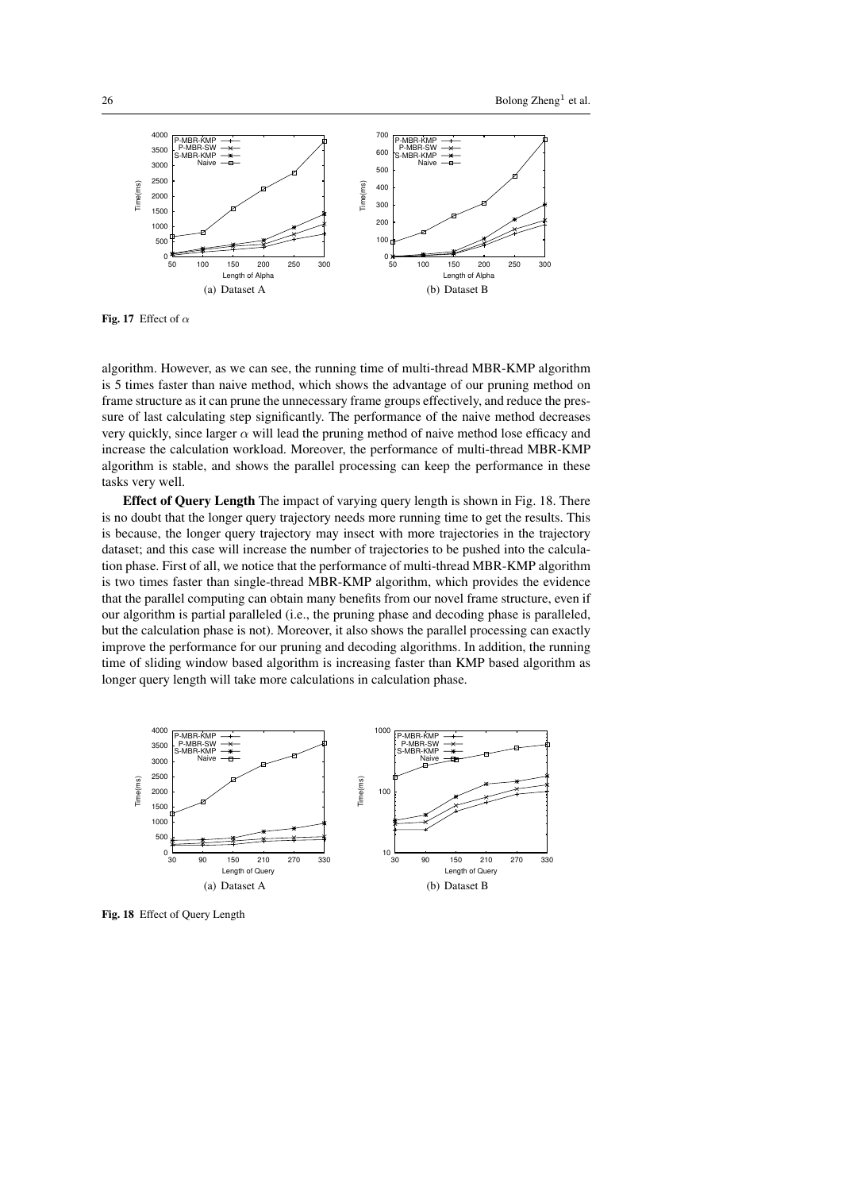(a) Dataset A

(b) Dataset B

**Fig. 17** Effect of $\alpha$

algorithm. However, as we can see, the running time of multi-thread MBR-KMP algorithm is 5 times faster than naive method, which shows the advantage of our pruning method on frame structure as it can prune the unnecessary frame groups effectively, and reduce the pressure of last calculating step significantly. The performance of the naive method decreases very quickly, since larger $\alpha$ will lead the pruning method of naive method lose efficacy and increase the calculation workload. Moreover, the performance of multi-thread MBR-KMP algorithm is stable, and shows the parallel processing can keep the performance in these tasks very well.

**Effect of Query Length** The impact of varying query length is shown in Fig. 18. There is no doubt that the longer query trajectory needs more running time to get the results. This is because, the longer query trajectory may insect with more trajectories in the trajectory dataset; and this case will increase the number of trajectories to be pushed into the calculation phase. First of all, we notice that the performance of multi-thread MBR-KMP algorithm is two times faster than single-thread MBR-KMP algorithm, which provides the evidence that the parallel computing can obtain many benefits from our novel frame structure, even if our algorithm is partial paralleled (i.e., the pruning phase and decoding phase is paralleled, but the calculation phase is not). Moreover, it also shows the parallel processing can exactly improve the performance for our pruning and decoding algorithms. In addition, the running time of sliding window based algorithm is increasing faster than KMP based algorithm as longer query length will take more calculations in calculation phase.

(a) Dataset A

(b) Dataset B

**Fig. 18** Effect of Query Length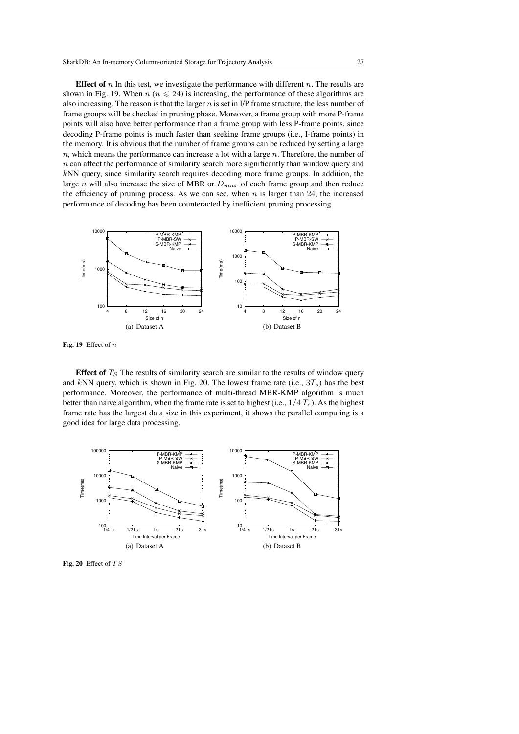**Effect of** $n$ In this test, we investigate the performance with different $n$. The results are shown in Fig. 19. When $n$ ($n \leqslant 24$) is increasing, the performance of these algorithms are also increasing. The reason is that the larger $n$ is set in I/P frame structure, the less number of frame groups will be checked in pruning phase. Moreover, a frame group with more P-frame points will also have better performance than a frame group with less P-frame points, since decoding P-frame points is much faster than seeking frame groups (i.e., I-frame points) in the memory. It is obvious that the number of frame groups can be reduced by setting a large $n$, which means the performance can increase a lot with a large $n$. Therefore, the number of $n$ can affect the performance of similarity search more significantly than window query and $k$NN query, since similarity search requires decoding more frame groups. In addition, the large $n$ will also increase the size of MBR or $D_{max}$ of each frame group and then reduce the efficiency of pruning process. As we can see, when $n$ is larger than 24, the increased performance of decoding has been counteracted by inefficient pruning processing.

(a) Dataset A

(b) Dataset B

**Fig. 19** Effect of $n$

**Effect of** $T_S$ The results of similarity search are similar to the results of window query and $k$NN query, which is shown in Fig. 20. The lowest frame rate (i.e., $3T_s$) has the best performance. Moreover, the performance of multi-thread MBR-KMP algorithm is much better than naive algorithm, when the frame rate is set to highest (i.e., $1/4\,T_s$). As the highest frame rate has the largest data size in this experiment, it shows the parallel computing is a good idea for large data processing.

(a) Dataset A

(b) Dataset B

**Fig. 20** Effect of $TS$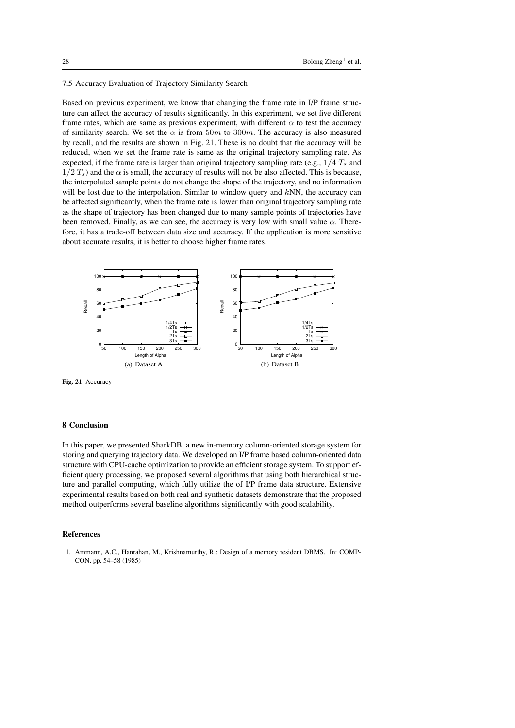### 7.5 Accuracy Evaluation of Trajectory Similarity Search

Based on previous experiment, we know that changing the frame rate in I/P frame structure can affect the accuracy of results significantly. In this experiment, we set five different frame rates, which are same as previous experiment, with different $\alpha$ to test the accuracy of similarity search. We set the $\alpha$ is from $50m$ to $300m$. The accuracy is also measured by recall, and the results are shown in Fig. 21. These is no doubt that the accuracy will be reduced, when we set the frame rate is same as the original trajectory sampling rate. As expected, if the frame rate is larger than original trajectory sampling rate (e.g., $1/4\ T_s$ and $1/2\ T_s$) and the $\alpha$ is small, the accuracy of results will not be also affected. This is because, the interpolated sample points do not change the shape of the trajectory, and no information will be lost due to the interpolation. Similar to window query and $k$NN, the accuracy can be affected significantly, when the frame rate is lower than original trajectory sampling rate as the shape of trajectory has been changed due to many sample points of trajectories have been removed. Finally, as we can see, the accuracy is very low with small value $\alpha$. Therefore, it has a trade-off between data size and accuracy. If the application is more sensitive about accurate results, it is better to choose higher frame rates.

(a) Dataset A

(b) Dataset B

**Fig. 21** Accuracy

## 8 Conclusion

In this paper, we presented SharkDB, a new in-memory column-oriented storage system for storing and querying trajectory data. We developed an I/P frame based column-oriented data structure with CPU-cache optimization to provide an efficient storage system. To support efficient query processing, we proposed several algorithms that using both hierarchical structure and parallel computing, which fully utilize the of I/P frame data structure. Extensive experimental results based on both real and synthetic datasets demonstrate that the proposed method outperforms several baseline algorithms significantly with good scalability.

## References

1. Ammann, A.C., Hanrahan, M., Krishnamurthy, R.: Design of a memory resident DBMS. In: COMPCON, pp. 54–58 (1985)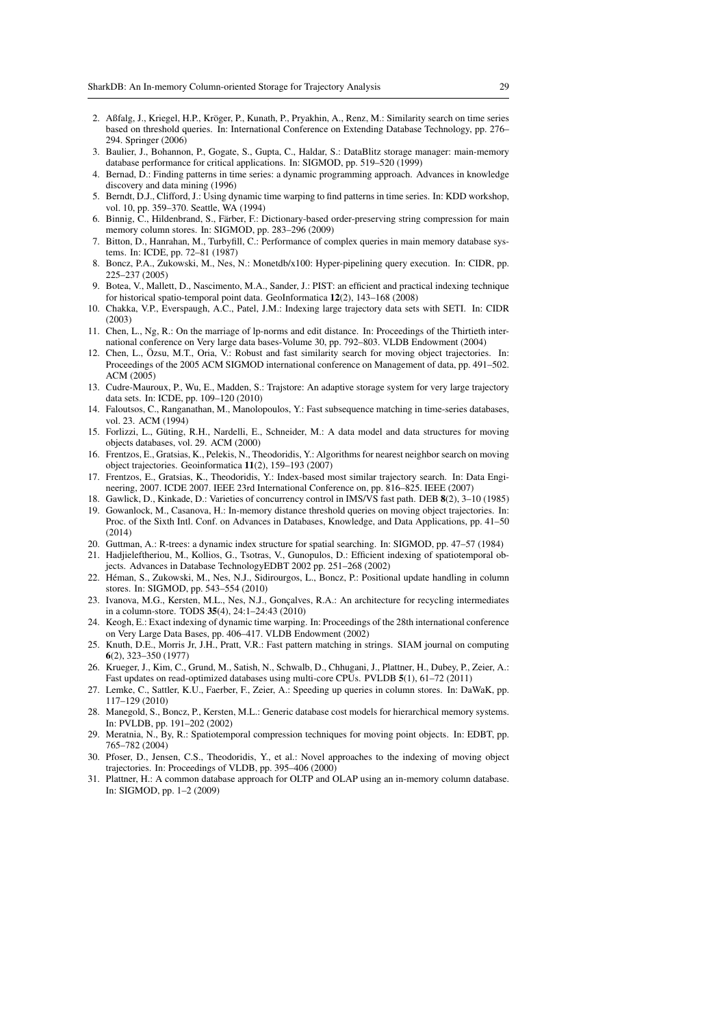2. Aßfalg, J., Kriegel, H.P., Kröger, P., Kunath, P., Pryakhin, A., Renz, M.: Similarity search on time series based on threshold queries. In: International Conference on Extending Database Technology, pp. 276–294. Springer (2006)
3. Baulier, J., Bohannon, P., Gogate, S., Gupta, C., Haldar, S.: DataBlitz storage manager: main-memory database performance for critical applications. In: SIGMOD, pp. 519–520 (1999)
4. Bernad, D.: Finding patterns in time series: a dynamic programming approach. Advances in knowledge discovery and data mining (1996)
5. Berndt, D.J., Clifford, J.: Using dynamic time warping to find patterns in time series. In: KDD workshop, vol. 10, pp. 359–370. Seattle, WA (1994)
6. Binnig, C., Hildenbrand, S., Färber, F.: Dictionary-based order-preserving string compression for main memory column stores. In: SIGMOD, pp. 283–296 (2009)
7. Bitton, D., Hanrahan, M., Turbyfill, C.: Performance of complex queries in main memory database systems. In: ICDE, pp. 72–81 (1987)
8. Boncz, P.A., Zukowski, M., Nes, N.: Monetdb/x100: Hyper-pipelining query execution. In: CIDR, pp. 225–237 (2005)
9. Botea, V., Mallett, D., Nascimento, M.A., Sander, J.: PIST: an efficient and practical indexing technique for historical spatio-temporal point data. GeoInformatica **12**(2), 143–168 (2008)
10. Chakka, V.P., Everspaugh, A.C., Patel, J.M.: Indexing large trajectory data sets with SETI. In: CIDR (2003)
11. Chen, L., Ng, R.: On the marriage of lp-norms and edit distance. In: Proceedings of the Thirtieth international conference on Very large data bases-Volume 30, pp. 792–803. VLDB Endowment (2004)
12. Chen, L., Özsu, M.T., Oria, V.: Robust and fast similarity search for moving object trajectories. In: Proceedings of the 2005 ACM SIGMOD international conference on Management of data, pp. 491–502. ACM (2005)
13. Cudre-Mauroux, P., Wu, E., Madden, S.: Trajstore: An adaptive storage system for very large trajectory data sets. In: ICDE, pp. 109–120 (2010)
14. Faloutsos, C., Ranganathan, M., Manolopoulos, Y.: Fast subsequence matching in time-series databases, vol. 23. ACM (1994)
15. Forlizzi, L., Güting, R.H., Nardelli, E., Schneider, M.: A data model and data structures for moving objects databases, vol. 29. ACM (2000)
16. Frentzos, E., Gratsias, K., Pelekis, N., Theodoridis, Y.: Algorithms for nearest neighbor search on moving object trajectories. Geoinformatica **11**(2), 159–193 (2007)
17. Frentzos, E., Gratsias, K., Theodoridis, Y.: Index-based most similar trajectory search. In: Data Engineering, 2007. ICDE 2007. IEEE 23rd International Conference on, pp. 816–825. IEEE (2007)
18. Gawlick, D., Kinkade, D.: Varieties of concurrency control in IMS/VS fast path. DEB **8**(2), 3–10 (1985)
19. Gowanlock, M., Casanova, H.: In-memory distance threshold queries on moving object trajectories. In: Proc. of the Sixth Intl. Conf. on Advances in Databases, Knowledge, and Data Applications, pp. 41–50 (2014)
20. Guttman, A.: R-trees: a dynamic index structure for spatial searching. In: SIGMOD, pp. 47–57 (1984)
21. Hadjieleftheriou, M., Kollios, G., Tsotras, V., Gunopulos, D.: Efficient indexing of spatiotemporal objects. Advances in Database TechnologyEDBT 2002 pp. 251–268 (2002)
22. Héman, S., Zukowski, M., Nes, N.J., Sidirourgos, L., Boncz, P.: Positional update handling in column stores. In: SIGMOD, pp. 543–554 (2010)
23. Ivanova, M.G., Kersten, M.L., Nes, N.J., Gonçalves, R.A.: An architecture for recycling intermediates in a column-store. TODS **35**(4), 24:1–24:43 (2010)
24. Keogh, E.: Exact indexing of dynamic time warping. In: Proceedings of the 28th international conference on Very Large Data Bases, pp. 406–417. VLDB Endowment (2002)
25. Knuth, D.E., Morris Jr, J.H., Pratt, V.R.: Fast pattern matching in strings. SIAM journal on computing **6**(2), 323–350 (1977)
26. Krueger, J., Kim, C., Grund, M., Satish, N., Schwalb, D., Chhugani, J., Plattner, H., Dubey, P., Zeier, A.: Fast updates on read-optimized databases using multi-core CPUs. PVLDB **5**(1), 61–72 (2011)
27. Lemke, C., Sattler, K.U., Faerber, F., Zeier, A.: Speeding up queries in column stores. In: DaWaK, pp. 117–129 (2010)
28. Manegold, S., Boncz, P., Kersten, M.L.: Generic database cost models for hierarchical memory systems. In: PVLDB, pp. 191–202 (2002)
29. Meratnia, N., By, R.: Spatiotemporal compression techniques for moving point objects. In: EDBT, pp. 765–782 (2004)
30. Pfoser, D., Jensen, C.S., Theodoridis, Y., et al.: Novel approaches to the indexing of moving object trajectories. In: Proceedings of VLDB, pp. 395–406 (2000)
31. Plattner, H.: A common database approach for OLTP and OLAP using an in-memory column database. In: SIGMOD, pp. 1–2 (2009)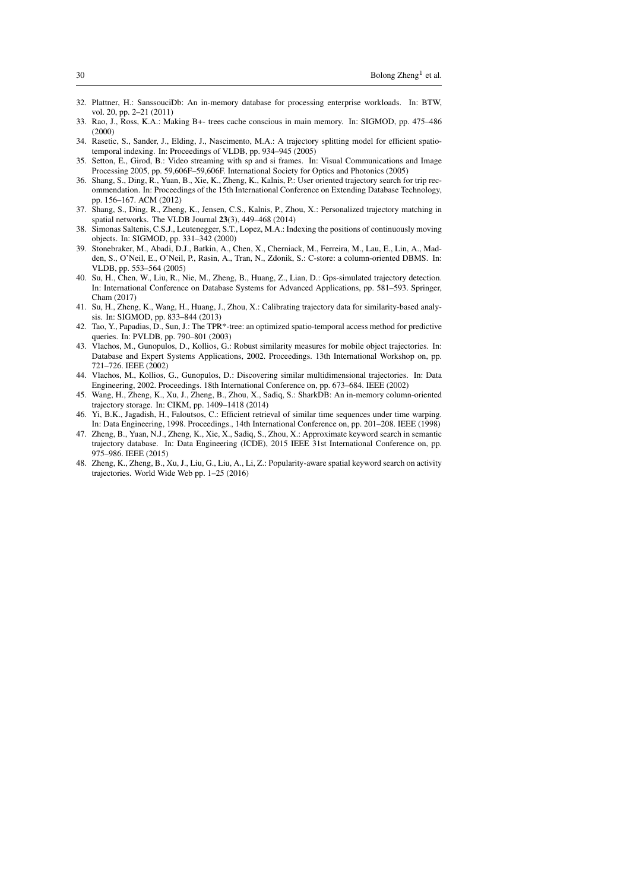32. Plattner, H.: SanssouciDb: An in-memory database for processing enterprise workloads. In: BTW, vol. 20, pp. 2–21 (2011)
33. Rao, J., Ross, K.A.: Making B+- trees cache conscious in main memory. In: SIGMOD, pp. 475–486 (2000)
34. Rasetic, S., Sander, J., Elding, J., Nascimento, M.A.: A trajectory splitting model for efficient spatio-temporal indexing. In: Proceedings of VLDB, pp. 934–945 (2005)
35. Setton, E., Girod, B.: Video streaming with sp and si frames. In: Visual Communications and Image Processing 2005, pp. 59,606F–59,606F. International Society for Optics and Photonics (2005)
36. Shang, S., Ding, R., Yuan, B., Xie, K., Zheng, K., Kalnis, P.: User oriented trajectory search for trip recommendation. In: Proceedings of the 15th International Conference on Extending Database Technology, pp. 156–167. ACM (2012)
37. Shang, S., Ding, R., Zheng, K., Jensen, C.S., Kalnis, P., Zhou, X.: Personalized trajectory matching in spatial networks. The VLDB Journal **23**(3), 449–468 (2014)
38. Simonas Saltenis, C.S.J., Leutenegger, S.T., Lopez, M.A.: Indexing the positions of continuously moving objects. In: SIGMOD, pp. 331–342 (2000)
39. Stonebraker, M., Abadi, D.J., Batkin, A., Chen, X., Cherniack, M., Ferreira, M., Lau, E., Lin, A., Madden, S., O'Neil, E., O'Neil, P., Rasin, A., Tran, N., Zdonik, S.: C-store: a column-oriented DBMS. In: VLDB, pp. 553–564 (2005)
40. Su, H., Chen, W., Liu, R., Nie, M., Zheng, B., Huang, Z., Lian, D.: Gps-simulated trajectory detection. In: International Conference on Database Systems for Advanced Applications, pp. 581–593. Springer, Cham (2017)
41. Su, H., Zheng, K., Wang, H., Huang, J., Zhou, X.: Calibrating trajectory data for similarity-based analysis. In: SIGMOD, pp. 833–844 (2013)
42. Tao, Y., Papadias, D., Sun, J.: The TPR*-tree: an optimized spatio-temporal access method for predictive queries. In: PVLDB, pp. 790–801 (2003)
43. Vlachos, M., Gunopulos, D., Kollios, G.: Robust similarity measures for mobile object trajectories. In: Database and Expert Systems Applications, 2002. Proceedings. 13th International Workshop on, pp. 721–726. IEEE (2002)
44. Vlachos, M., Kollios, G., Gunopulos, D.: Discovering similar multidimensional trajectories. In: Data Engineering, 2002. Proceedings. 18th International Conference on, pp. 673–684. IEEE (2002)
45. Wang, H., Zheng, K., Xu, J., Zheng, B., Zhou, X., Sadiq, S.: SharkDB: An in-memory column-oriented trajectory storage. In: CIKM, pp. 1409–1418 (2014)
46. Yi, B.K., Jagadish, H., Faloutsos, C.: Efficient retrieval of similar time sequences under time warping. In: Data Engineering, 1998. Proceedings., 14th International Conference on, pp. 201–208. IEEE (1998)
47. Zheng, B., Yuan, N.J., Zheng, K., Xie, X., Sadiq, S., Zhou, X.: Approximate keyword search in semantic trajectory database. In: Data Engineering (ICDE), 2015 IEEE 31st International Conference on, pp. 975–986. IEEE (2015)
48. Zheng, K., Zheng, B., Xu, J., Liu, G., Liu, A., Li, Z.: Popularity-aware spatial keyword search on activity trajectories. World Wide Web pp. 1–25 (2016)